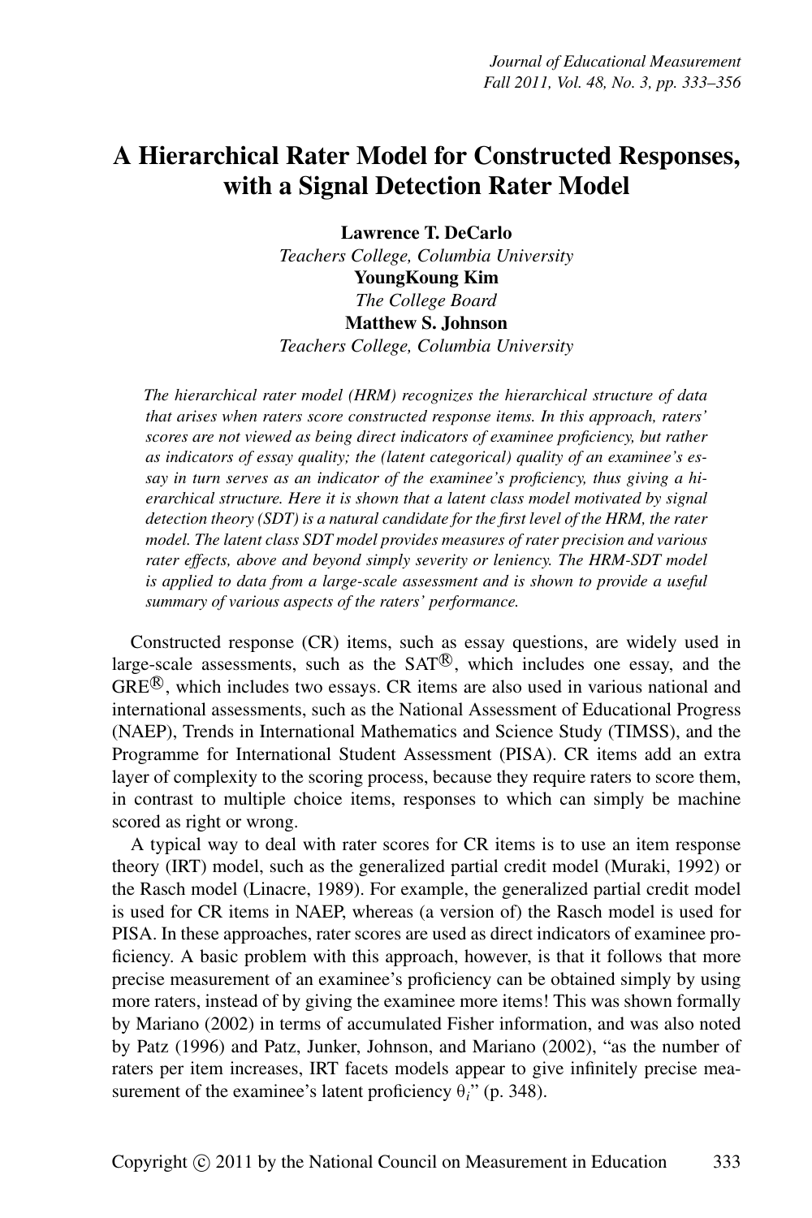# A Hierarchical Rater Model for Constructed Responses, with a Signal Detection Rater Model

**Lawrence T. DeCarlo**
*Teachers College, Columbia University*
**YoungKoung Kim**
*The College Board*
**Matthew S. Johnson**
*Teachers College, Columbia University*

*The hierarchical rater model (HRM) recognizes the hierarchical structure of data that arises when raters score constructed response items. In this approach, raters' scores are not viewed as being direct indicators of examinee proficiency, but rather as indicators of essay quality; the (latent categorical) quality of an examinee's essay in turn serves as an indicator of the examinee's proficiency, thus giving a hierarchical structure. Here it is shown that a latent class model motivated by signal detection theory (SDT) is a natural candidate for the first level of the HRM, the rater model. The latent class SDT model provides measures of rater precision and various rater effects, above and beyond simply severity or leniency. The HRM-SDT model is applied to data from a large-scale assessment and is shown to provide a useful summary of various aspects of the raters' performance.*

Constructed response (CR) items, such as essay questions, are widely used in large-scale assessments, such as the SAT®, which includes one essay, and the GRE®, which includes two essays. CR items are also used in various national and international assessments, such as the National Assessment of Educational Progress (NAEP), Trends in International Mathematics and Science Study (TIMSS), and the Programme for International Student Assessment (PISA). CR items add an extra layer of complexity to the scoring process, because they require raters to score them, in contrast to multiple choice items, responses to which can simply be machine scored as right or wrong.

A typical way to deal with rater scores for CR items is to use an item response theory (IRT) model, such as the generalized partial credit model (Muraki, 1992) or the Rasch model (Linacre, 1989). For example, the generalized partial credit model is used for CR items in NAEP, whereas (a version of) the Rasch model is used for PISA. In these approaches, rater scores are used as direct indicators of examinee proficiency. A basic problem with this approach, however, is that it follows that more precise measurement of an examinee's proficiency can be obtained simply by using more raters, instead of by giving the examinee more items! This was shown formally by Mariano (2002) in terms of accumulated Fisher information, and was also noted by Patz (1996) and Patz, Junker, Johnson, and Mariano (2002), "as the number of raters per item increases, IRT facets models appear to give infinitely precise measurement of the examinee's latent proficiency $\theta_i$" (p. 348).

Copyright © 2011 by the National Council on Measurement in Education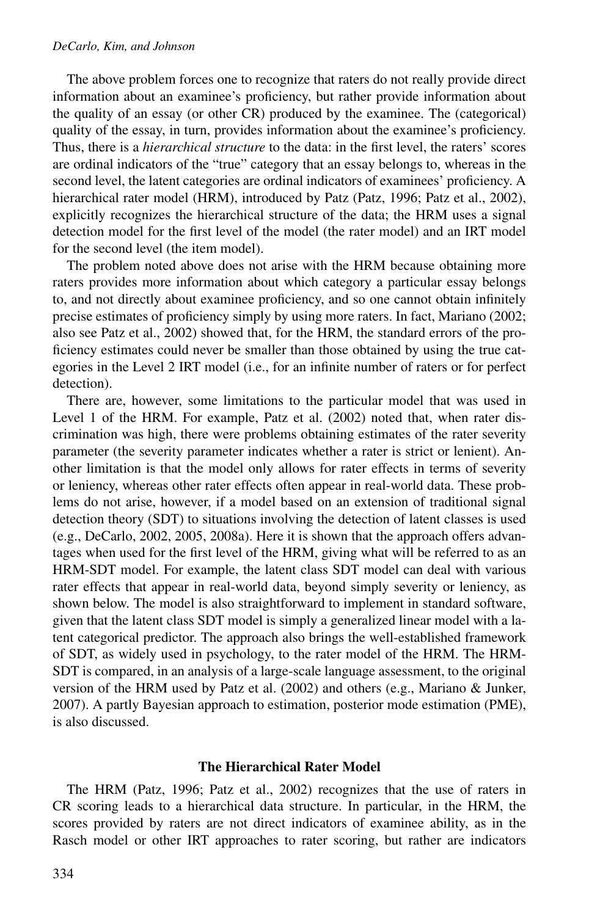The above problem forces one to recognize that raters do not really provide direct information about an examinee's proficiency, but rather provide information about the quality of an essay (or other CR) produced by the examinee. The (categorical) quality of the essay, in turn, provides information about the examinee's proficiency. Thus, there is a *hierarchical structure* to the data: in the first level, the raters' scores are ordinal indicators of the "true" category that an essay belongs to, whereas in the second level, the latent categories are ordinal indicators of examinees' proficiency. A hierarchical rater model (HRM), introduced by Patz (Patz, 1996; Patz et al., 2002), explicitly recognizes the hierarchical structure of the data; the HRM uses a signal detection model for the first level of the model (the rater model) and an IRT model for the second level (the item model).

The problem noted above does not arise with the HRM because obtaining more raters provides more information about which category a particular essay belongs to, and not directly about examinee proficiency, and so one cannot obtain infinitely precise estimates of proficiency simply by using more raters. In fact, Mariano (2002; also see Patz et al., 2002) showed that, for the HRM, the standard errors of the proficiency estimates could never be smaller than those obtained by using the true categories in the Level 2 IRT model (i.e., for an infinite number of raters or for perfect detection).

There are, however, some limitations to the particular model that was used in Level 1 of the HRM. For example, Patz et al. (2002) noted that, when rater discrimination was high, there were problems obtaining estimates of the rater severity parameter (the severity parameter indicates whether a rater is strict or lenient). Another limitation is that the model only allows for rater effects in terms of severity or leniency, whereas other rater effects often appear in real-world data. These problems do not arise, however, if a model based on an extension of traditional signal detection theory (SDT) to situations involving the detection of latent classes is used (e.g., DeCarlo, 2002, 2005, 2008a). Here it is shown that the approach offers advantages when used for the first level of the HRM, giving what will be referred to as an HRM-SDT model. For example, the latent class SDT model can deal with various rater effects that appear in real-world data, beyond simply severity or leniency, as shown below. The model is also straightforward to implement in standard software, given that the latent class SDT model is simply a generalized linear model with a latent categorical predictor. The approach also brings the well-established framework of SDT, as widely used in psychology, to the rater model of the HRM. The HRM-SDT is compared, in an analysis of a large-scale language assessment, to the original version of the HRM used by Patz et al. (2002) and others (e.g., Mariano & Junker, 2007). A partly Bayesian approach to estimation, posterior mode estimation (PME), is also discussed.

## The Hierarchical Rater Model

The HRM (Patz, 1996; Patz et al., 2002) recognizes that the use of raters in CR scoring leads to a hierarchical data structure. In particular, in the HRM, the scores provided by raters are not direct indicators of examinee ability, as in the Rasch model or other IRT approaches to rater scoring, but rather are indicators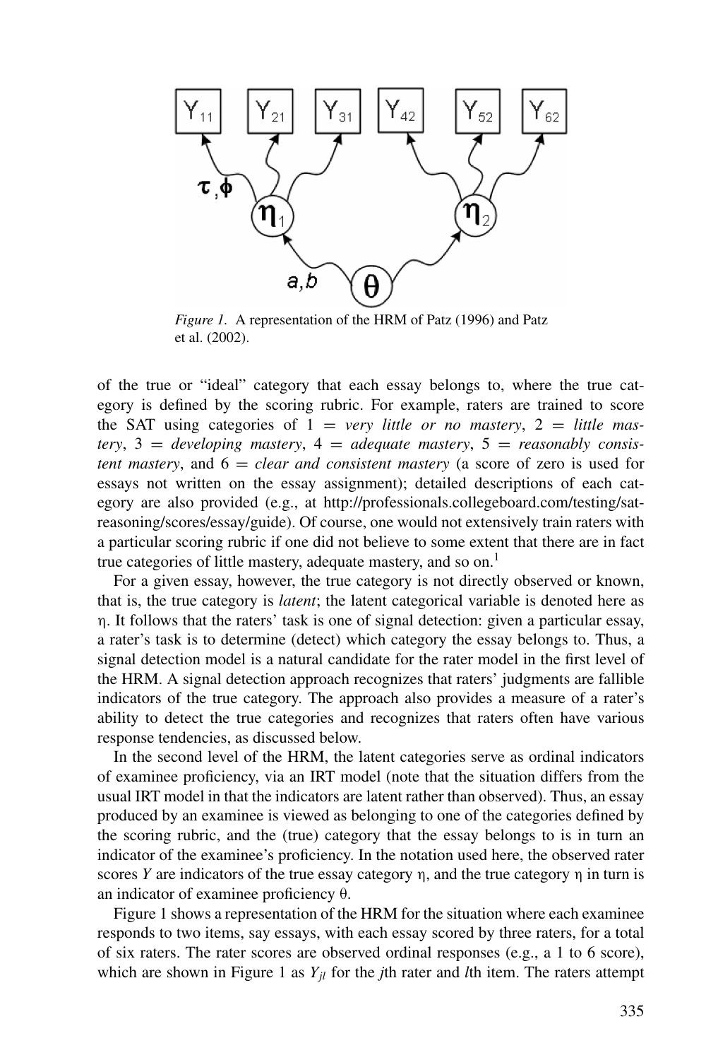*Figure 1.* A representation of the HRM of Patz (1996) and Patz et al. (2002).

of the true or "ideal" category that each essay belongs to, where the true category is defined by the scoring rubric. For example, raters are trained to score the SAT using categories of 1 = *very little or no mastery*, 2 = *little mastery*, 3 = *developing mastery*, 4 = *adequate mastery*, 5 = *reasonably consistent mastery*, and 6 = *clear and consistent mastery* (a score of zero is used for essays not written on the essay assignment); detailed descriptions of each category are also provided (e.g., at http://professionals.collegeboard.com/testing/sat-reasoning/scores/essay/guide). Of course, one would not extensively train raters with a particular scoring rubric if one did not believe to some extent that there are in fact true categories of little mastery, adequate mastery, and so on.[1]

For a given essay, however, the true category is not directly observed or known, that is, the true category is *latent*; the latent categorical variable is denoted here as $\eta$. It follows that the raters' task is one of signal detection: given a particular essay, a rater's task is to determine (detect) which category the essay belongs to. Thus, a signal detection model is a natural candidate for the rater model in the first level of the HRM. A signal detection approach recognizes that raters' judgments are fallible indicators of the true category. The approach also provides a measure of a rater's ability to detect the true categories and recognizes that raters often have various response tendencies, as discussed below.

In the second level of the HRM, the latent categories serve as ordinal indicators of examinee proficiency, via an IRT model (note that the situation differs from the usual IRT model in that the indicators are latent rather than observed). Thus, an essay produced by an examinee is viewed as belonging to one of the categories defined by the scoring rubric, and the (true) category that the essay belongs to is in turn an indicator of the examinee's proficiency. In the notation used here, the observed rater scores $Y$ are indicators of the true essay category $\eta$, and the true category $\eta$ in turn is an indicator of examinee proficiency $\theta$.

Figure 1 shows a representation of the HRM for the situation where each examinee responds to two items, say essays, with each essay scored by three raters, for a total of six raters. The rater scores are observed ordinal responses (e.g., a 1 to 6 score), which are shown in Figure 1 as $Y_{jl}$ for the $j$th rater and $l$th item. The raters attempt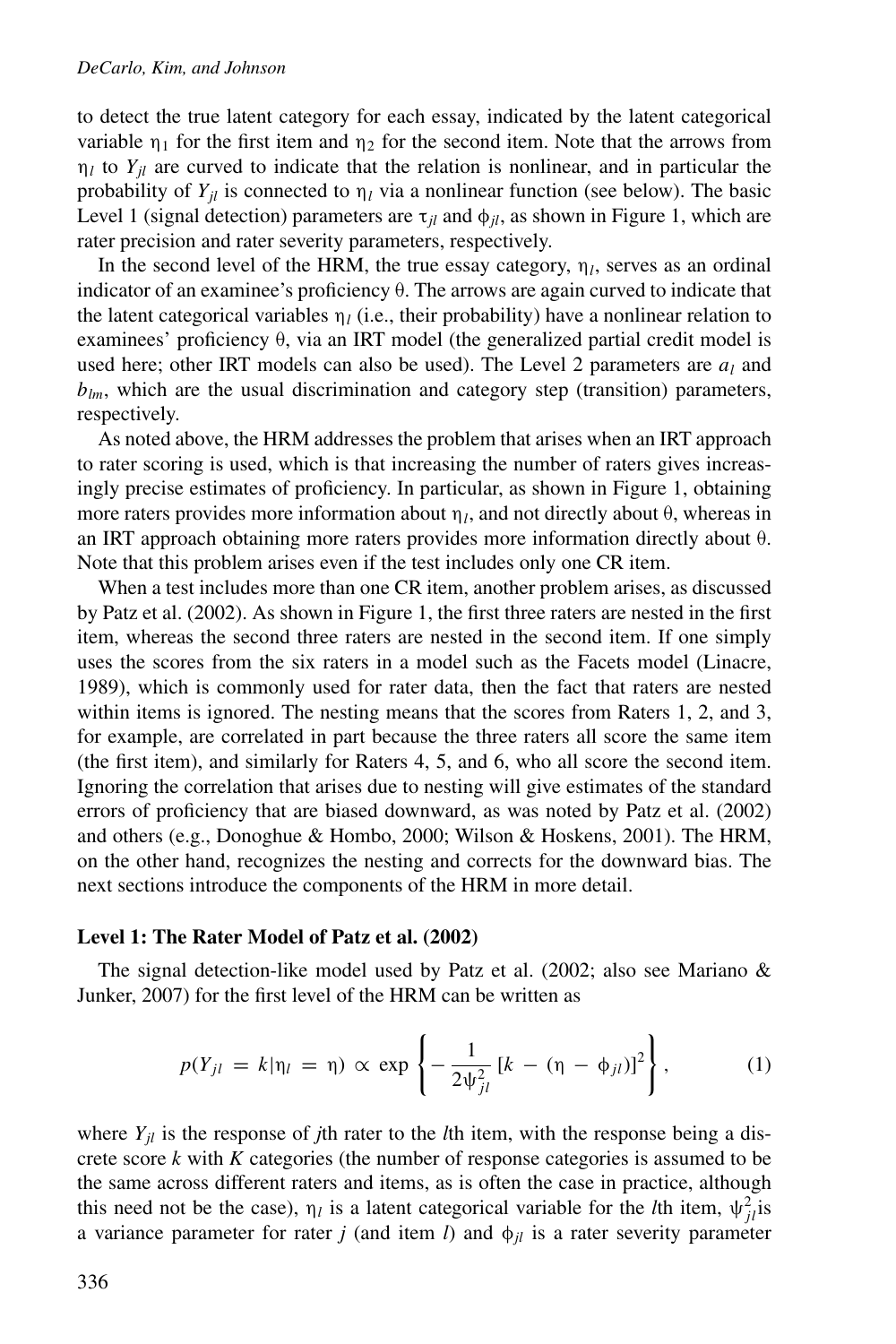to detect the true latent category for each essay, indicated by the latent categorical variable $\eta_1$ for the first item and $\eta_2$ for the second item. Note that the arrows from $\eta_l$ to $Y_{jl}$ are curved to indicate that the relation is nonlinear, and in particular the probability of $Y_{jl}$ is connected to $\eta_l$ via a nonlinear function (see below). The basic Level 1 (signal detection) parameters are $\tau_{jl}$ and $\phi_{jl}$, as shown in Figure 1, which are rater precision and rater severity parameters, respectively.

In the second level of the HRM, the true essay category, $\eta_l$, serves as an ordinal indicator of an examinee's proficiency $\theta$. The arrows are again curved to indicate that the latent categorical variables $\eta_l$ (i.e., their probability) have a nonlinear relation to examinees' proficiency $\theta$, via an IRT model (the generalized partial credit model is used here; other IRT models can also be used). The Level 2 parameters are $a_l$ and $b_{lm}$, which are the usual discrimination and category step (transition) parameters, respectively.

As noted above, the HRM addresses the problem that arises when an IRT approach to rater scoring is used, which is that increasing the number of raters gives increasingly precise estimates of proficiency. In particular, as shown in Figure 1, obtaining more raters provides more information about $\eta_l$, and not directly about $\theta$, whereas in an IRT approach obtaining more raters provides more information directly about $\theta$. Note that this problem arises even if the test includes only one CR item.

When a test includes more than one CR item, another problem arises, as discussed by Patz et al. (2002). As shown in Figure 1, the first three raters are nested in the first item, whereas the second three raters are nested in the second item. If one simply uses the scores from the six raters in a model such as the Facets model (Linacre, 1989), which is commonly used for rater data, then the fact that raters are nested within items is ignored. The nesting means that the scores from Raters 1, 2, and 3, for example, are correlated in part because the three raters all score the same item (the first item), and similarly for Raters 4, 5, and 6, who all score the second item. Ignoring the correlation that arises due to nesting will give estimates of the standard errors of proficiency that are biased downward, as was noted by Patz et al. (2002) and others (e.g., Donoghue & Hombo, 2000; Wilson & Hoskens, 2001). The HRM, on the other hand, recognizes the nesting and corrects for the downward bias. The next sections introduce the components of the HRM in more detail.

### Level 1: The Rater Model of Patz et al. (2002)

The signal detection-like model used by Patz et al. (2002; also see Mariano & Junker, 2007) for the first level of the HRM can be written as

$$p(Y_{jl} = k|\eta_l = \eta) \propto \exp\left\{-\frac{1}{2\psi_{jl}^2}[k - (\eta - \phi_{jl})]^2\right\}, \tag{1}$$

where $Y_{jl}$ is the response of $j$th rater to the $l$th item, with the response being a discrete score $k$ with $K$ categories (the number of response categories is assumed to be the same across different raters and items, as is often the case in practice, although this need not be the case), $\eta_l$ is a latent categorical variable for the $l$th item, $\psi_{jl}^2$ is a variance parameter for rater $j$ (and item $l$) and $\phi_{jl}$ is a rater severity parameter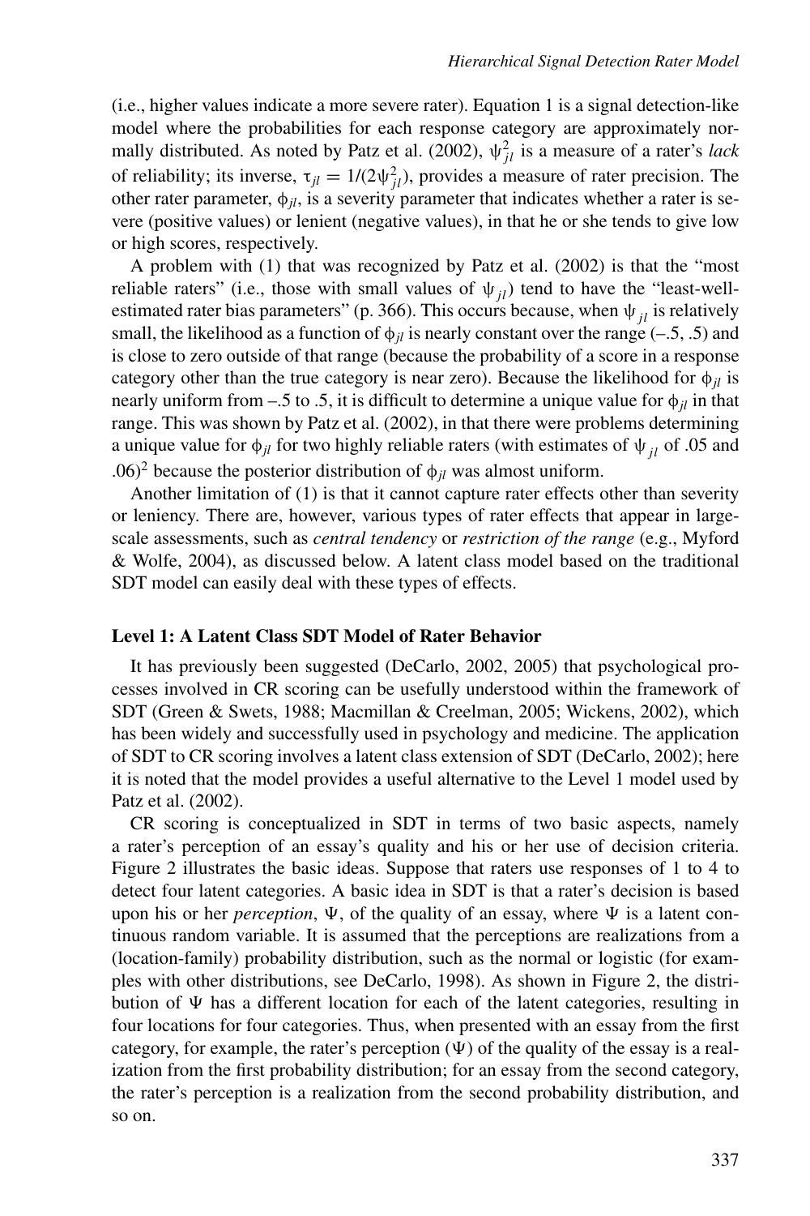(i.e., higher values indicate a more severe rater). Equation 1 is a signal detection-like model where the probabilities for each response category are approximately normally distributed. As noted by Patz et al. (2002), $\psi_{jl}^2$ is a measure of a rater's *lack* of reliability; its inverse, $\tau_{jl} = 1/(2\psi_{jl}^2)$, provides a measure of rater precision. The other rater parameter, $\phi_{jl}$, is a severity parameter that indicates whether a rater is severe (positive values) or lenient (negative values), in that he or she tends to give low or high scores, respectively.

A problem with (1) that was recognized by Patz et al. (2002) is that the "most reliable raters" (i.e., those with small values of $\psi_{jl}$) tend to have the "least-well-estimated rater bias parameters" (p. 366). This occurs because, when $\psi_{jl}$ is relatively small, the likelihood as a function of $\phi_{jl}$ is nearly constant over the range (–.5, .5) and is close to zero outside of that range (because the probability of a score in a response category other than the true category is near zero). Because the likelihood for $\phi_{jl}$ is nearly uniform from –.5 to .5, it is difficult to determine a unique value for $\phi_{jl}$ in that range. This was shown by Patz et al. (2002), in that there were problems determining a unique value for $\phi_{jl}$ for two highly reliable raters (with estimates of $\psi_{jl}$ of .05 and .06)[2] because the posterior distribution of $\phi_{jl}$ was almost uniform.

Another limitation of (1) is that it cannot capture rater effects other than severity or leniency. There are, however, various types of rater effects that appear in large-scale assessments, such as *central tendency* or *restriction of the range* (e.g., Myford & Wolfe, 2004), as discussed below. A latent class model based on the traditional SDT model can easily deal with these types of effects.

### Level 1: A Latent Class SDT Model of Rater Behavior

It has previously been suggested (DeCarlo, 2002, 2005) that psychological processes involved in CR scoring can be usefully understood within the framework of SDT (Green & Swets, 1988; Macmillan & Creelman, 2005; Wickens, 2002), which has been widely and successfully used in psychology and medicine. The application of SDT to CR scoring involves a latent class extension of SDT (DeCarlo, 2002); here it is noted that the model provides a useful alternative to the Level 1 model used by Patz et al. (2002).

CR scoring is conceptualized in SDT in terms of two basic aspects, namely a rater's perception of an essay's quality and his or her use of decision criteria. Figure 2 illustrates the basic ideas. Suppose that raters use responses of 1 to 4 to detect four latent categories. A basic idea in SDT is that a rater's decision is based upon his or her *perception*, $\Psi$, of the quality of an essay, where $\Psi$ is a latent continuous random variable. It is assumed that the perceptions are realizations from a (location-family) probability distribution, such as the normal or logistic (for examples with other distributions, see DeCarlo, 1998). As shown in Figure 2, the distribution of $\Psi$ has a different location for each of the latent categories, resulting in four locations for four categories. Thus, when presented with an essay from the first category, for example, the rater's perception ($\Psi$) of the quality of the essay is a realization from the first probability distribution; for an essay from the second category, the rater's perception is a realization from the second probability distribution, and so on.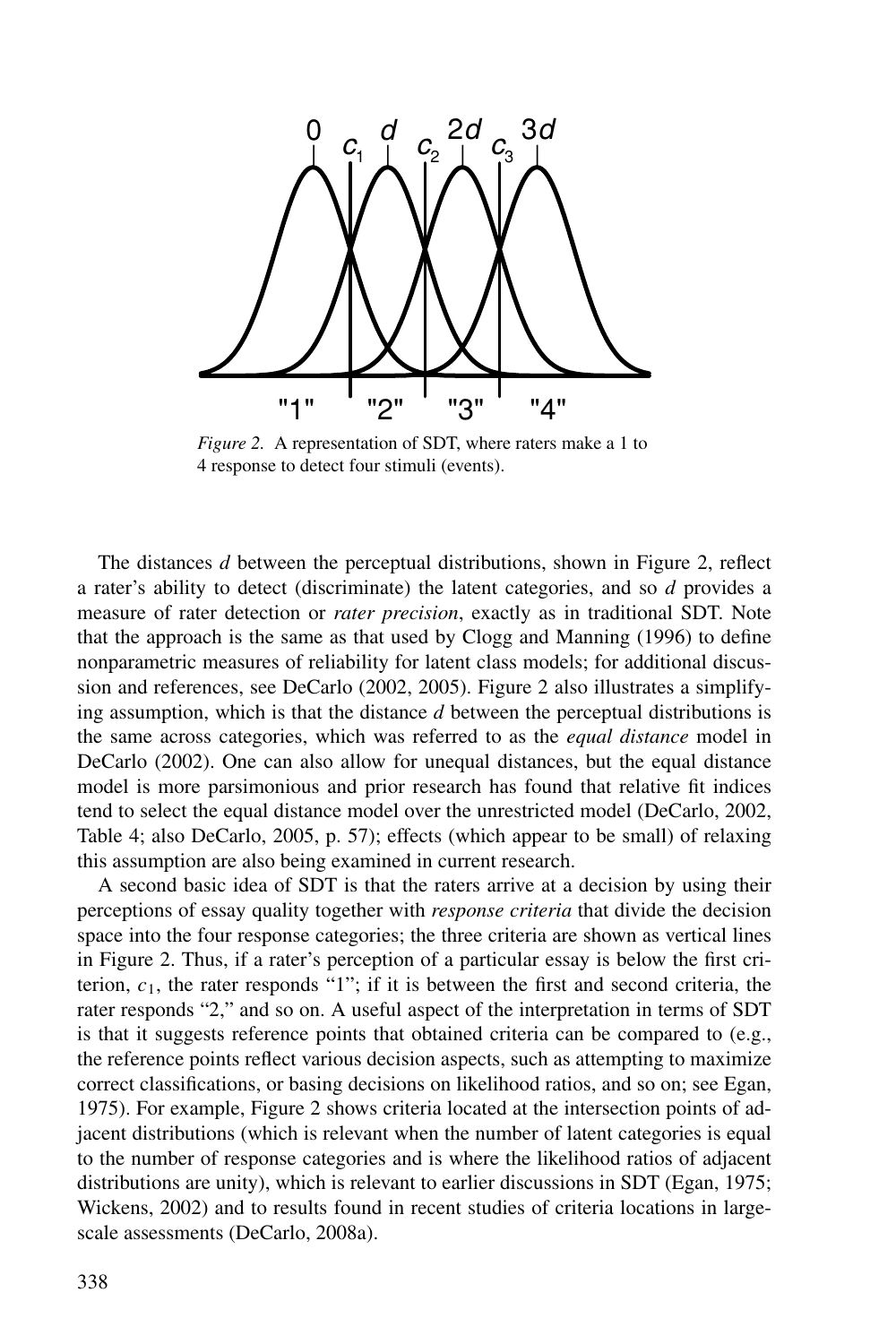*Figure 2.* A representation of SDT, where raters make a 1 to 4 response to detect four stimuli (events).

The distances $d$ between the perceptual distributions, shown in Figure 2, reflect a rater's ability to detect (discriminate) the latent categories, and so $d$ provides a measure of rater detection or *rater precision*, exactly as in traditional SDT. Note that the approach is the same as that used by Clogg and Manning (1996) to define nonparametric measures of reliability for latent class models; for additional discussion and references, see DeCarlo (2002, 2005). Figure 2 also illustrates a simplifying assumption, which is that the distance $d$ between the perceptual distributions is the same across categories, which was referred to as the *equal distance* model in DeCarlo (2002). One can also allow for unequal distances, but the equal distance model is more parsimonious and prior research has found that relative fit indices tend to select the equal distance model over the unrestricted model (DeCarlo, 2002, Table 4; also DeCarlo, 2005, p. 57); effects (which appear to be small) of relaxing this assumption are also being examined in current research.

A second basic idea of SDT is that the raters arrive at a decision by using their perceptions of essay quality together with *response criteria* that divide the decision space into the four response categories; the three criteria are shown as vertical lines in Figure 2. Thus, if a rater's perception of a particular essay is below the first criterion, $c_1$, the rater responds "1"; if it is between the first and second criteria, the rater responds "2," and so on. A useful aspect of the interpretation in terms of SDT is that it suggests reference points that obtained criteria can be compared to (e.g., the reference points reflect various decision aspects, such as attempting to maximize correct classifications, or basing decisions on likelihood ratios, and so on; see Egan, 1975). For example, Figure 2 shows criteria located at the intersection points of adjacent distributions (which is relevant when the number of latent categories is equal to the number of response categories and is where the likelihood ratios of adjacent distributions are unity), which is relevant to earlier discussions in SDT (Egan, 1975; Wickens, 2002) and to results found in recent studies of criteria locations in large-scale assessments (DeCarlo, 2008a).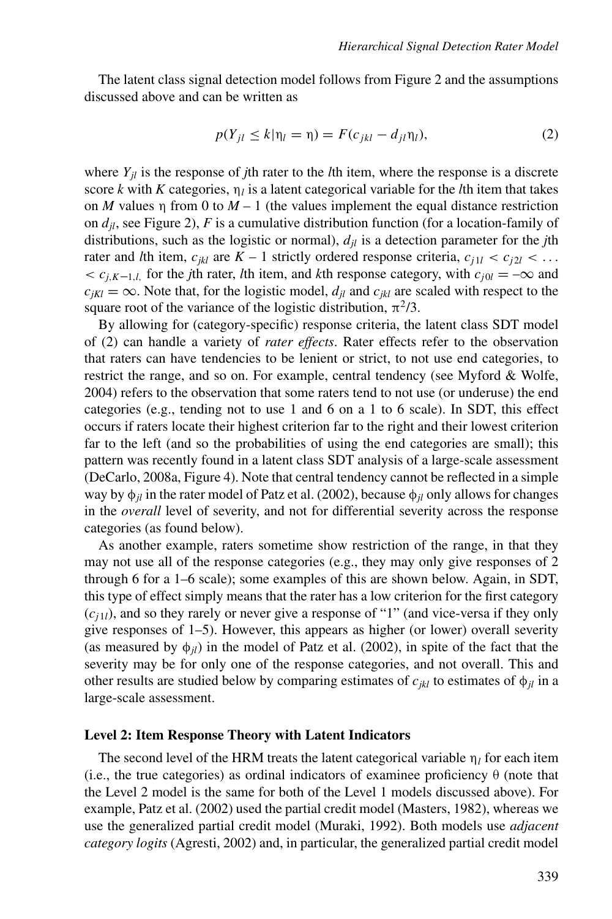The latent class signal detection model follows from Figure 2 and the assumptions discussed above and can be written as

$$p(Y_{jl} \leq k|\eta_l = \eta) = F(c_{jkl} - d_{jl}\eta_l), \tag{2}$$

where $Y_{jl}$ is the response of $j$th rater to the $l$th item, where the response is a discrete score $k$ with $K$ categories, $\eta_l$ is a latent categorical variable for the $l$th item that takes on $M$ values $\eta$ from 0 to $M - 1$ (the values implement the equal distance restriction on $d_{jl}$, see Figure 2), $F$ is a cumulative distribution function (for a location-family of distributions, such as the logistic or normal), $d_{jl}$ is a detection parameter for the $j$th rater and $l$th item, $c_{jkl}$ are $K - 1$ strictly ordered response criteria, $c_{j1l} < c_{j2l} < \ldots < c_{j,K-1,l,}$ for the $j$th rater, $l$th item, and $k$th response category, with $c_{j0l} = -\infty$ and $c_{jKl} = \infty$. Note that, for the logistic model, $d_{jl}$ and $c_{jkl}$ are scaled with respect to the square root of the variance of the logistic distribution, $\pi^2/3$.

By allowing for (category-specific) response criteria, the latent class SDT model of (2) can handle a variety of *rater effects*. Rater effects refer to the observation that raters can have tendencies to be lenient or strict, to not use end categories, to restrict the range, and so on. For example, central tendency (see Myford & Wolfe, 2004) refers to the observation that some raters tend to not use (or underuse) the end categories (e.g., tending not to use 1 and 6 on a 1 to 6 scale). In SDT, this effect occurs if raters locate their highest criterion far to the right and their lowest criterion far to the left (and so the probabilities of using the end categories are small); this pattern was recently found in a latent class SDT analysis of a large-scale assessment (DeCarlo, 2008a, Figure 4). Note that central tendency cannot be reflected in a simple way by $\phi_{jl}$ in the rater model of Patz et al. (2002), because $\phi_{jl}$ only allows for changes in the *overall* level of severity, and not for differential severity across the response categories (as found below).

As another example, raters sometime show restriction of the range, in that they may not use all of the response categories (e.g., they may only give responses of 2 through 6 for a 1–6 scale); some examples of this are shown below. Again, in SDT, this type of effect simply means that the rater has a low criterion for the first category ($c_{j1l}$), and so they rarely or never give a response of "1" (and vice-versa if they only give responses of 1–5). However, this appears as higher (or lower) overall severity (as measured by $\phi_{jl}$) in the model of Patz et al. (2002), in spite of the fact that the severity may be for only one of the response categories, and not overall. This and other results are studied below by comparing estimates of $c_{jkl}$ to estimates of $\phi_{jl}$ in a large-scale assessment.

### Level 2: Item Response Theory with Latent Indicators

The second level of the HRM treats the latent categorical variable $\eta_l$ for each item (i.e., the true categories) as ordinal indicators of examinee proficiency $\theta$ (note that the Level 2 model is the same for both of the Level 1 models discussed above). For example, Patz et al. (2002) used the partial credit model (Masters, 1982), whereas we use the generalized partial credit model (Muraki, 1992). Both models use *adjacent category logits* (Agresti, 2002) and, in particular, the generalized partial credit model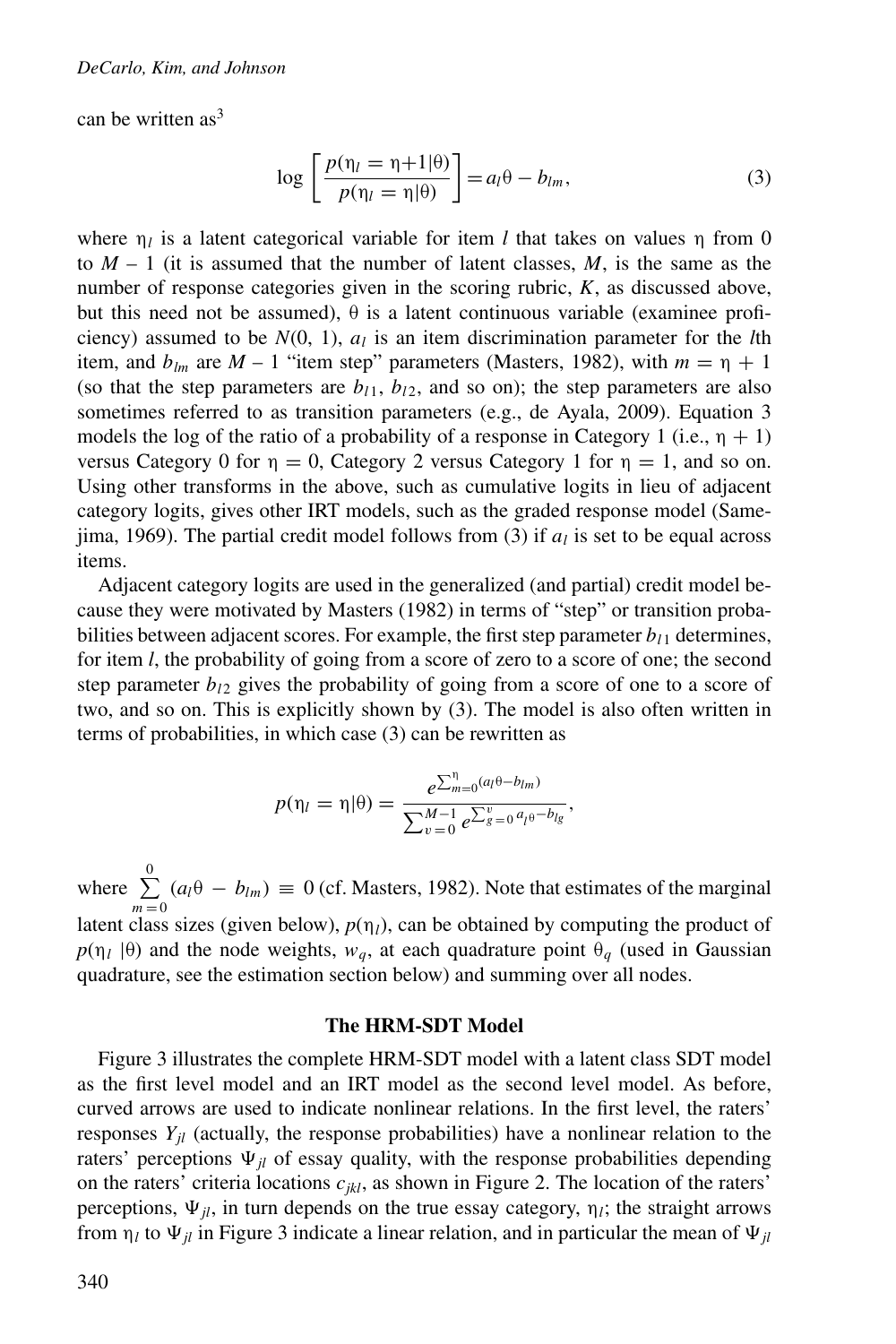can be written as[3]

$$\log\left[\frac{p(\eta_l = \eta+1|\theta)}{p(\eta_l = \eta|\theta)}\right] = a_l\theta - b_{lm}, \tag{3}$$

where $\eta_l$ is a latent categorical variable for item $l$ that takes on values $\eta$ from 0 to $M$ – 1 (it is assumed that the number of latent classes, $M$, is the same as the number of response categories given in the scoring rubric, $K$, as discussed above, but this need not be assumed), $\theta$ is a latent continuous variable (examinee proficiency) assumed to be $N(0, 1)$, $a_l$ is an item discrimination parameter for the $l$th item, and $b_{lm}$ are $M$ – 1 "item step" parameters (Masters, 1982), with $m = \eta + 1$ (so that the step parameters are $b_{l1}$, $b_{l2}$, and so on); the step parameters are also sometimes referred to as transition parameters (e.g., de Ayala, 2009). Equation 3 models the log of the ratio of a probability of a response in Category 1 (i.e., $\eta + 1$) versus Category 0 for $\eta = 0$, Category 2 versus Category 1 for $\eta = 1$, and so on. Using other transforms in the above, such as cumulative logits in lieu of adjacent category logits, gives other IRT models, such as the graded response model (Samejima, 1969). The partial credit model follows from (3) if $a_l$ is set to be equal across items.

Adjacent category logits are used in the generalized (and partial) credit model because they were motivated by Masters (1982) in terms of "step" or transition probabilities between adjacent scores. For example, the first step parameter $b_{l1}$ determines, for item $l$, the probability of going from a score of zero to a score of one; the second step parameter $b_{l2}$ gives the probability of going from a score of one to a score of two, and so on. This is explicitly shown by (3). The model is also often written in terms of probabilities, in which case (3) can be rewritten as

$$p(\eta_l = \eta|\theta) = \frac{e^{\sum_{m=0}^{\eta}(a_l\theta - b_{lm})}}{\sum_{v=0}^{M-1} e^{\sum_{g=0}^{v} a_l\theta - b_{lg}}},$$

where $\sum_{m=0}^{0}(a_l\theta - b_{lm}) \equiv 0$ (cf. Masters, 1982). Note that estimates of the marginal latent class sizes (given below), $p(\eta_l)$, can be obtained by computing the product of $p(\eta_l\ |\theta)$ and the node weights, $w_q$, at each quadrature point $\theta_q$ (used in Gaussian quadrature, see the estimation section below) and summing over all nodes.

### The HRM-SDT Model

Figure 3 illustrates the complete HRM-SDT model with a latent class SDT model as the first level model and an IRT model as the second level model. As before, curved arrows are used to indicate nonlinear relations. In the first level, the raters' responses $Y_{jl}$ (actually, the response probabilities) have a nonlinear relation to the raters' perceptions $\Psi_{jl}$ of essay quality, with the response probabilities depending on the raters' criteria locations $c_{jkl}$, as shown in Figure 2. The location of the raters' perceptions, $\Psi_{jl}$, in turn depends on the true essay category, $\eta_l$; the straight arrows from $\eta_l$ to $\Psi_{jl}$ in Figure 3 indicate a linear relation, and in particular the mean of $\Psi_{jl}$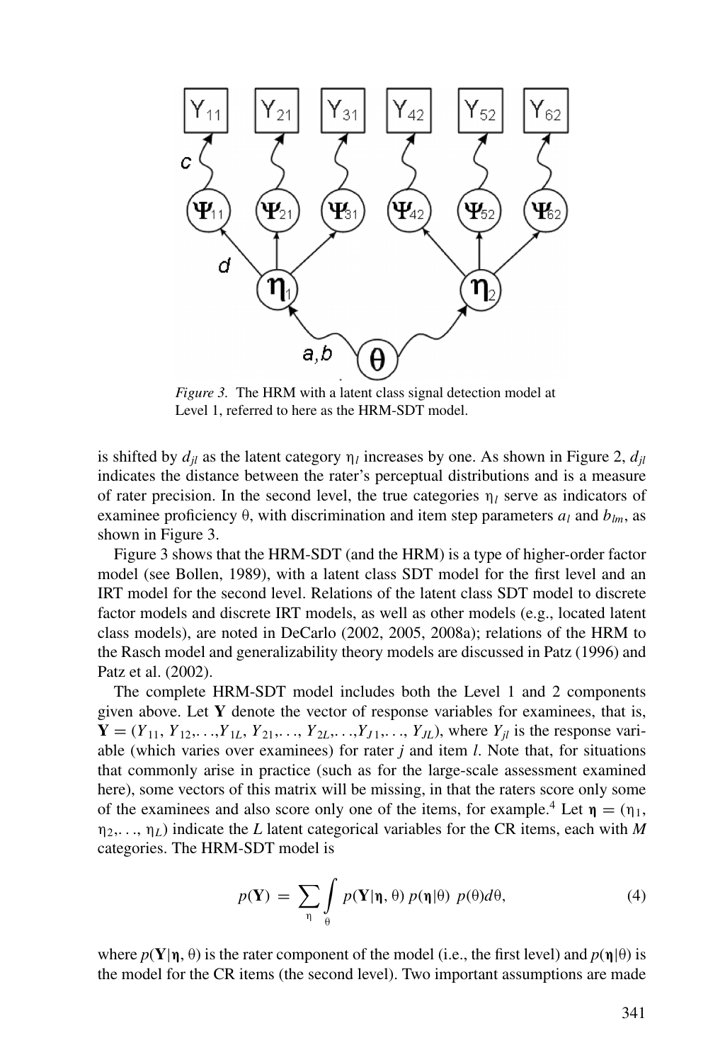*Figure 3.* The HRM with a latent class signal detection model at Level 1, referred to here as the HRM-SDT model.

is shifted by $d_{jl}$ as the latent category $\eta_l$ increases by one. As shown in Figure 2, $d_{jl}$ indicates the distance between the rater's perceptual distributions and is a measure of rater precision. In the second level, the true categories $\eta_l$ serve as indicators of examinee proficiency $\theta$, with discrimination and item step parameters $a_l$ and $b_{lm}$, as shown in Figure 3.

Figure 3 shows that the HRM-SDT (and the HRM) is a type of higher-order factor model (see Bollen, 1989), with a latent class SDT model for the first level and an IRT model for the second level. Relations of the latent class SDT model to discrete factor models and discrete IRT models, as well as other models (e.g., located latent class models), are noted in DeCarlo (2002, 2005, 2008a); relations of the HRM to the Rasch model and generalizability theory models are discussed in Patz (1996) and Patz et al. (2002).

The complete HRM-SDT model includes both the Level 1 and 2 components given above. Let **Y** denote the vector of response variables for examinees, that is, $\mathbf{Y} = (Y_{11}, Y_{12}, \ldots, Y_{1L}, Y_{21}, \ldots, Y_{2L}, \ldots, Y_{J1}, \ldots, Y_{JL})$, where $Y_{jl}$ is the response variable (which varies over examinees) for rater $j$ and item $l$. Note that, for situations that commonly arise in practice (such as for the large-scale assessment examined here), some vectors of this matrix will be missing, in that the raters score only some of the examinees and also score only one of the items, for example.[4] Let $\boldsymbol{\eta} = (\eta_1, \eta_2, \ldots, \eta_L)$ indicate the $L$ latent categorical variables for the CR items, each with $M$ categories. The HRM-SDT model is

$$p(\mathbf{Y}) = \sum_{\eta} \int_{\theta} p(\mathbf{Y}|\boldsymbol{\eta}, \theta)\, p(\boldsymbol{\eta}|\theta)\; p(\theta) d\theta, \tag{4}$$

where $p(\mathbf{Y}|\boldsymbol{\eta}, \theta)$ is the rater component of the model (i.e., the first level) and $p(\boldsymbol{\eta}|\theta)$ is the model for the CR items (the second level). Two important assumptions are made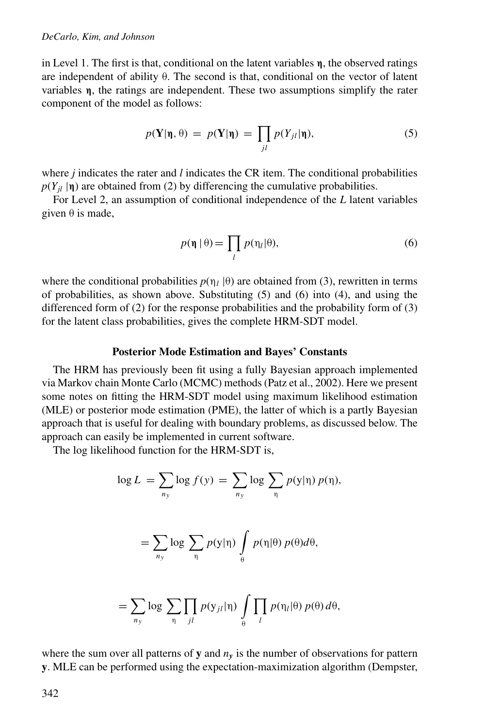in Level 1. The first is that, conditional on the latent variables $\boldsymbol{\eta}$, the observed ratings are independent of ability $\theta$. The second is that, conditional on the vector of latent variables $\boldsymbol{\eta}$, the ratings are independent. These two assumptions simplify the rater component of the model as follows:

$$p(\mathbf{Y}|\boldsymbol{\eta}, \theta) = p(\mathbf{Y}|\boldsymbol{\eta}) = \prod_{jl} p(Y_{jl}|\boldsymbol{\eta}), \tag{5}$$

where $j$ indicates the rater and $l$ indicates the CR item. The conditional probabilities $p(Y_{jl}\,|\boldsymbol{\eta})$ are obtained from (2) by differencing the cumulative probabilities.

For Level 2, an assumption of conditional independence of the $L$ latent variables given $\theta$ is made,

$$p(\boldsymbol{\eta}\,|\,\theta) = \prod_{l} p(\eta_l|\theta), \tag{6}$$

where the conditional probabilities $p(\eta_l\,|\theta)$ are obtained from (3), rewritten in terms of probabilities, as shown above. Substituting (5) and (6) into (4), and using the differenced form of (2) for the response probabilities and the probability form of (3) for the latent class probabilities, gives the complete HRM-SDT model.

### Posterior Mode Estimation and Bayes' Constants

The HRM has previously been fit using a fully Bayesian approach implemented via Markov chain Monte Carlo (MCMC) methods (Patz et al., 2002). Here we present some notes on fitting the HRM-SDT model using maximum likelihood estimation (MLE) or posterior mode estimation (PME), the latter of which is a partly Bayesian approach that is useful for dealing with boundary problems, as discussed below. The approach can easily be implemented in current software.

The log likelihood function for the HRM-SDT is,

$$\log L = \sum_{n_y} \log f(y) = \sum_{n_y} \log \sum_{\eta} p(\mathrm{y}|\eta)\, p(\eta),$$

$$= \sum_{n_y} \log \sum_{\eta} p(\mathrm{y}|\eta) \int_{\theta} p(\eta|\theta)\, p(\theta) d\theta,$$

$$= \sum_{n_y} \log \sum_{\eta} \prod_{jl} p(\mathrm{y}_{jl}|\eta) \int_{\theta} \prod_{l} p(\eta_l|\theta)\, p(\theta)\, d\theta,$$

where the sum over all patterns of $\mathbf{y}$ and $n_y$ is the number of observations for pattern $\mathbf{y}$. MLE can be performed using the expectation-maximization algorithm (Dempster,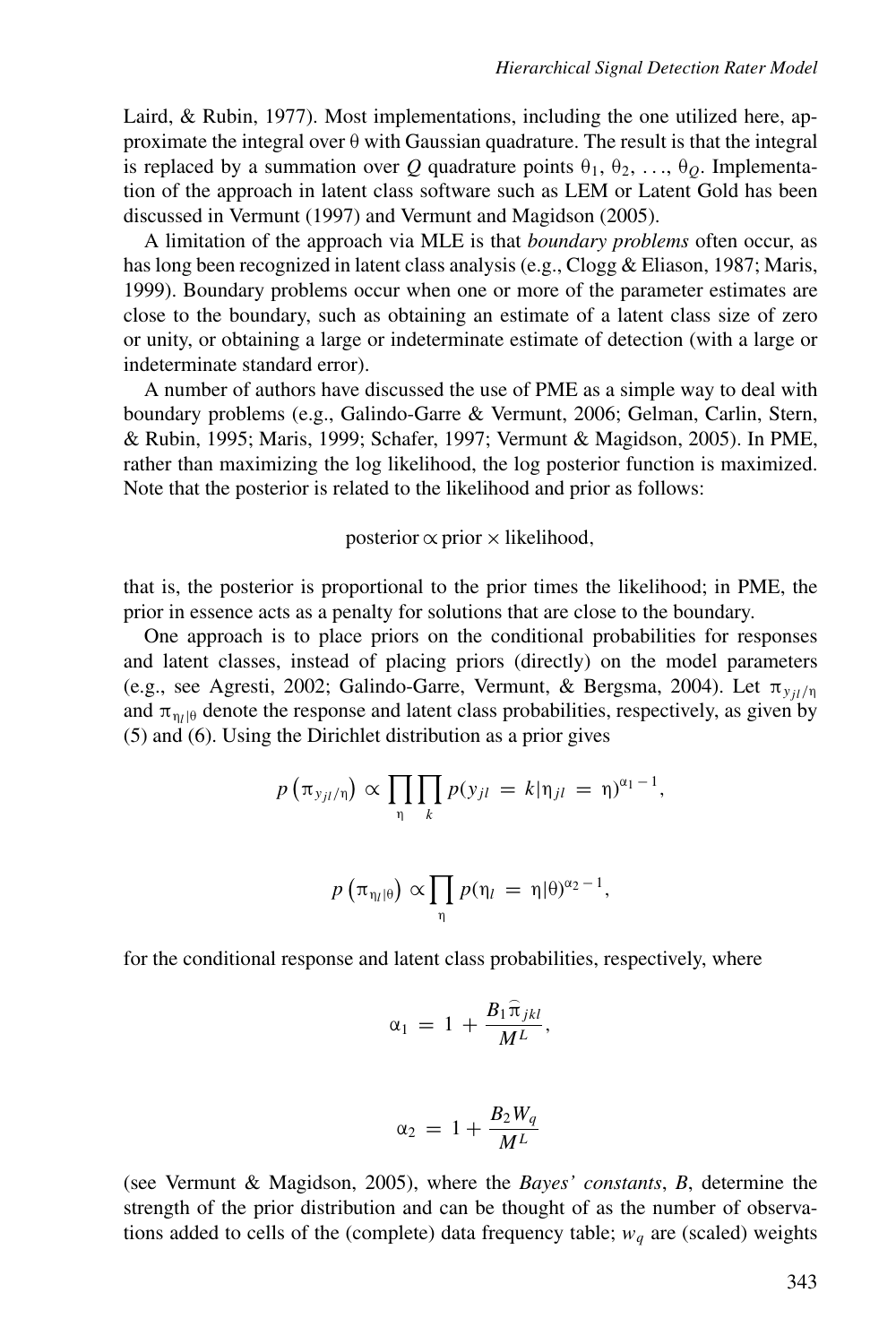Laird, & Rubin, 1977). Most implementations, including the one utilized here, approximate the integral over $\theta$ with Gaussian quadrature. The result is that the integral is replaced by a summation over $Q$ quadrature points $\theta_1, \theta_2, \ldots, \theta_Q$. Implementation of the approach in latent class software such as LEM or Latent Gold has been discussed in Vermunt (1997) and Vermunt and Magidson (2005).

A limitation of the approach via MLE is that *boundary problems* often occur, as has long been recognized in latent class analysis (e.g., Clogg & Eliason, 1987; Maris, 1999). Boundary problems occur when one or more of the parameter estimates are close to the boundary, such as obtaining an estimate of a latent class size of zero or unity, or obtaining a large or indeterminate estimate of detection (with a large or indeterminate standard error).

A number of authors have discussed the use of PME as a simple way to deal with boundary problems (e.g., Galindo-Garre & Vermunt, 2006; Gelman, Carlin, Stern, & Rubin, 1995; Maris, 1999; Schafer, 1997; Vermunt & Magidson, 2005). In PME, rather than maximizing the log likelihood, the log posterior function is maximized. Note that the posterior is related to the likelihood and prior as follows:

$$\text{posterior} \propto \text{prior} \times \text{likelihood},$$

that is, the posterior is proportional to the prior times the likelihood; in PME, the prior in essence acts as a penalty for solutions that are close to the boundary.

One approach is to place priors on the conditional probabilities for responses and latent classes, instead of placing priors (directly) on the model parameters (e.g., see Agresti, 2002; Galindo-Garre, Vermunt, & Bergsma, 2004). Let $\pi_{y_{jl}/\eta}$ and $\pi_{\eta_l|\theta}$ denote the response and latent class probabilities, respectively, as given by (5) and (6). Using the Dirichlet distribution as a prior gives

$$p\left(\pi_{y_{jl}/\eta}\right) \propto \prod_{\eta} \prod_{k} p(y_{jl} = k|\eta_{jl} = \eta)^{\alpha_1 - 1},$$

$$p\left(\pi_{\eta_l|\theta}\right) \propto \prod_{\eta} p(\eta_l = \eta|\theta)^{\alpha_2 - 1},$$

for the conditional response and latent class probabilities, respectively, where

$$\alpha_1 = 1 + \frac{B_1 \widehat{\pi}_{jkl}}{M^L},$$

$$\alpha_2 = 1 + \frac{B_2 W_q}{M^L}$$

(see Vermunt & Magidson, 2005), where the *Bayes' constants*, $B$, determine the strength of the prior distribution and can be thought of as the number of observations added to cells of the (complete) data frequency table; $w_q$ are (scaled) weights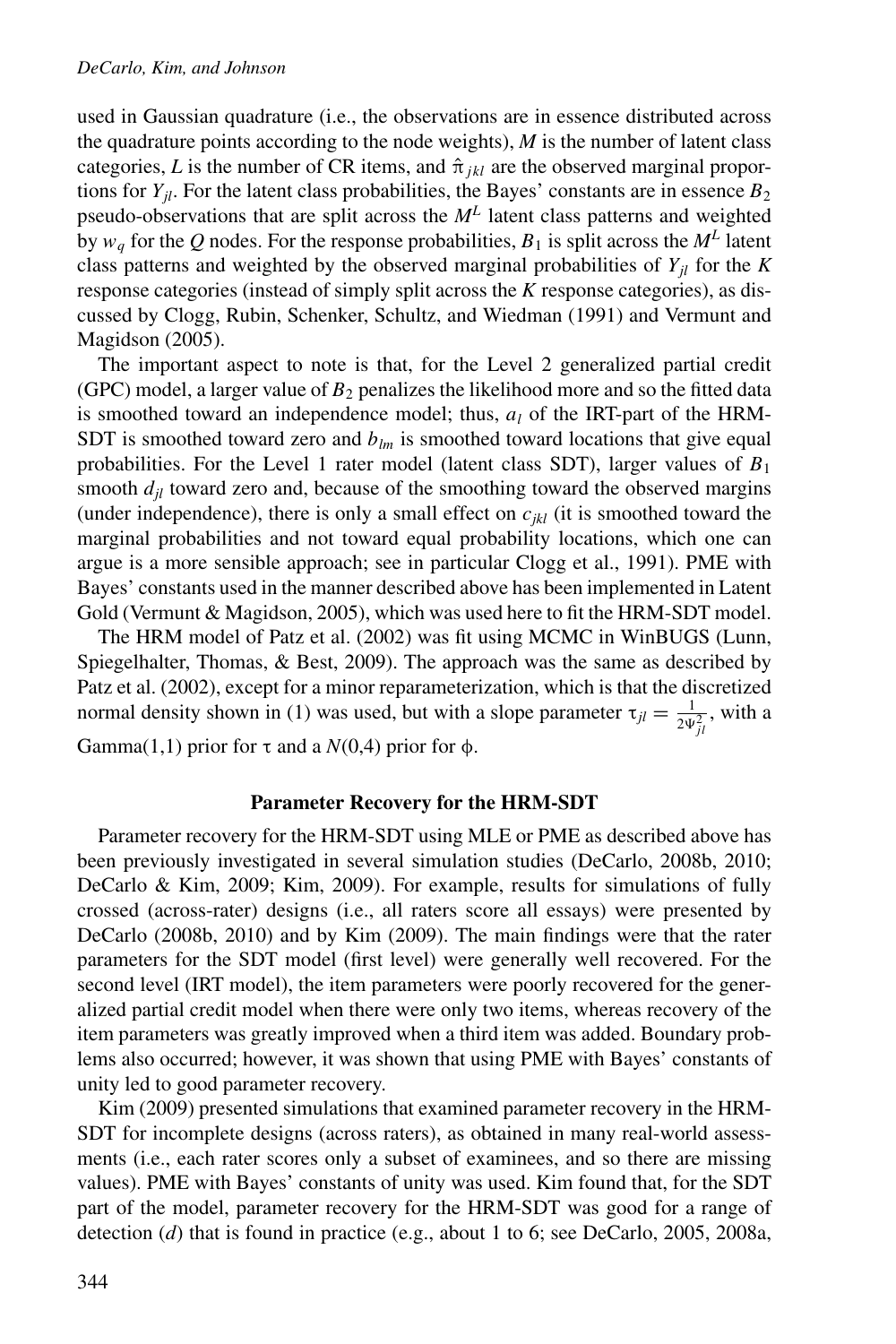used in Gaussian quadrature (i.e., the observations are in essence distributed across the quadrature points according to the node weights), $M$ is the number of latent class categories, $L$ is the number of CR items, and $\hat{\pi}_{jkl}$ are the observed marginal proportions for $Y_{jl}$. For the latent class probabilities, the Bayes' constants are in essence $B_2$ pseudo-observations that are split across the $M^L$ latent class patterns and weighted by $w_q$ for the $Q$ nodes. For the response probabilities, $B_1$ is split across the $M^L$ latent class patterns and weighted by the observed marginal probabilities of $Y_{jl}$ for the $K$ response categories (instead of simply split across the $K$ response categories), as discussed by Clogg, Rubin, Schenker, Schultz, and Wiedman (1991) and Vermunt and Magidson (2005).

The important aspect to note is that, for the Level 2 generalized partial credit (GPC) model, a larger value of $B_2$ penalizes the likelihood more and so the fitted data is smoothed toward an independence model; thus, $a_l$ of the IRT-part of the HRM-SDT is smoothed toward zero and $b_{lm}$ is smoothed toward locations that give equal probabilities. For the Level 1 rater model (latent class SDT), larger values of $B_1$ smooth $d_{jl}$ toward zero and, because of the smoothing toward the observed margins (under independence), there is only a small effect on $c_{jkl}$ (it is smoothed toward the marginal probabilities and not toward equal probability locations, which one can argue is a more sensible approach; see in particular Clogg et al., 1991). PME with Bayes' constants used in the manner described above has been implemented in Latent Gold (Vermunt & Magidson, 2005), which was used here to fit the HRM-SDT model.

The HRM model of Patz et al. (2002) was fit using MCMC in WinBUGS (Lunn, Spiegelhalter, Thomas, & Best, 2009). The approach was the same as described by Patz et al. (2002), except for a minor reparameterization, which is that the discretized normal density shown in (1) was used, but with a slope parameter $\tau_{jl} = \frac{1}{2\Psi_{jl}^2}$, with a Gamma(1,1) prior for $\tau$ and a $N(0,4)$ prior for $\phi$.

## Parameter Recovery for the HRM-SDT

Parameter recovery for the HRM-SDT using MLE or PME as described above has been previously investigated in several simulation studies (DeCarlo, 2008b, 2010; DeCarlo & Kim, 2009; Kim, 2009). For example, results for simulations of fully crossed (across-rater) designs (i.e., all raters score all essays) were presented by DeCarlo (2008b, 2010) and by Kim (2009). The main findings were that the rater parameters for the SDT model (first level) were generally well recovered. For the second level (IRT model), the item parameters were poorly recovered for the generalized partial credit model when there were only two items, whereas recovery of the item parameters was greatly improved when a third item was added. Boundary problems also occurred; however, it was shown that using PME with Bayes' constants of unity led to good parameter recovery.

Kim (2009) presented simulations that examined parameter recovery in the HRM-SDT for incomplete designs (across raters), as obtained in many real-world assessments (i.e., each rater scores only a subset of examinees, and so there are missing values). PME with Bayes' constants of unity was used. Kim found that, for the SDT part of the model, parameter recovery for the HRM-SDT was good for a range of detection ($d$) that is found in practice (e.g., about 1 to 6; see DeCarlo, 2005, 2008a,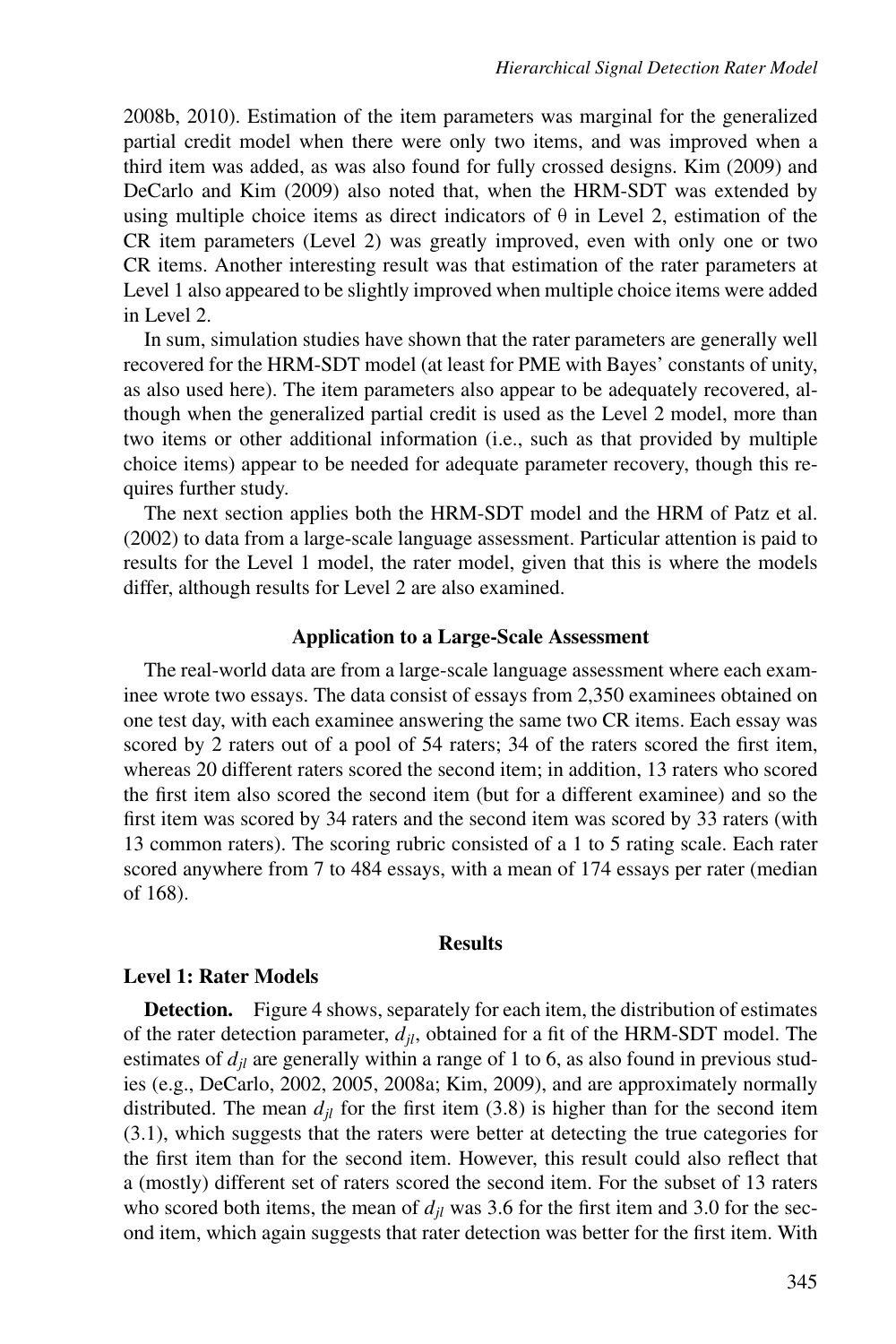2008b, 2010). Estimation of the item parameters was marginal for the generalized partial credit model when there were only two items, and was improved when a third item was added, as was also found for fully crossed designs. Kim (2009) and DeCarlo and Kim (2009) also noted that, when the HRM-SDT was extended by using multiple choice items as direct indicators of θ in Level 2, estimation of the CR item parameters (Level 2) was greatly improved, even with only one or two CR items. Another interesting result was that estimation of the rater parameters at Level 1 also appeared to be slightly improved when multiple choice items were added in Level 2.

In sum, simulation studies have shown that the rater parameters are generally well recovered for the HRM-SDT model (at least for PME with Bayes' constants of unity, as also used here). The item parameters also appear to be adequately recovered, although when the generalized partial credit is used as the Level 2 model, more than two items or other additional information (i.e., such as that provided by multiple choice items) appear to be needed for adequate parameter recovery, though this requires further study.

The next section applies both the HRM-SDT model and the HRM of Patz et al. (2002) to data from a large-scale language assessment. Particular attention is paid to results for the Level 1 model, the rater model, given that this is where the models differ, although results for Level 2 are also examined.

## Application to a Large-Scale Assessment

The real-world data are from a large-scale language assessment where each examinee wrote two essays. The data consist of essays from 2,350 examinees obtained on one test day, with each examinee answering the same two CR items. Each essay was scored by 2 raters out of a pool of 54 raters; 34 of the raters scored the first item, whereas 20 different raters scored the second item; in addition, 13 raters who scored the first item also scored the second item (but for a different examinee) and so the first item was scored by 34 raters and the second item was scored by 33 raters (with 13 common raters). The scoring rubric consisted of a 1 to 5 rating scale. Each rater scored anywhere from 7 to 484 essays, with a mean of 174 essays per rater (median of 168).

## Results

### Level 1: Rater Models

**Detection.** Figure 4 shows, separately for each item, the distribution of estimates of the rater detection parameter, $d_{jl}$, obtained for a fit of the HRM-SDT model. The estimates of $d_{jl}$ are generally within a range of 1 to 6, as also found in previous studies (e.g., DeCarlo, 2002, 2005, 2008a; Kim, 2009), and are approximately normally distributed. The mean $d_{jl}$ for the first item (3.8) is higher than for the second item (3.1), which suggests that the raters were better at detecting the true categories for the first item than for the second item. However, this result could also reflect that a (mostly) different set of raters scored the second item. For the subset of 13 raters who scored both items, the mean of $d_{jl}$ was 3.6 for the first item and 3.0 for the second item, which again suggests that rater detection was better for the first item. With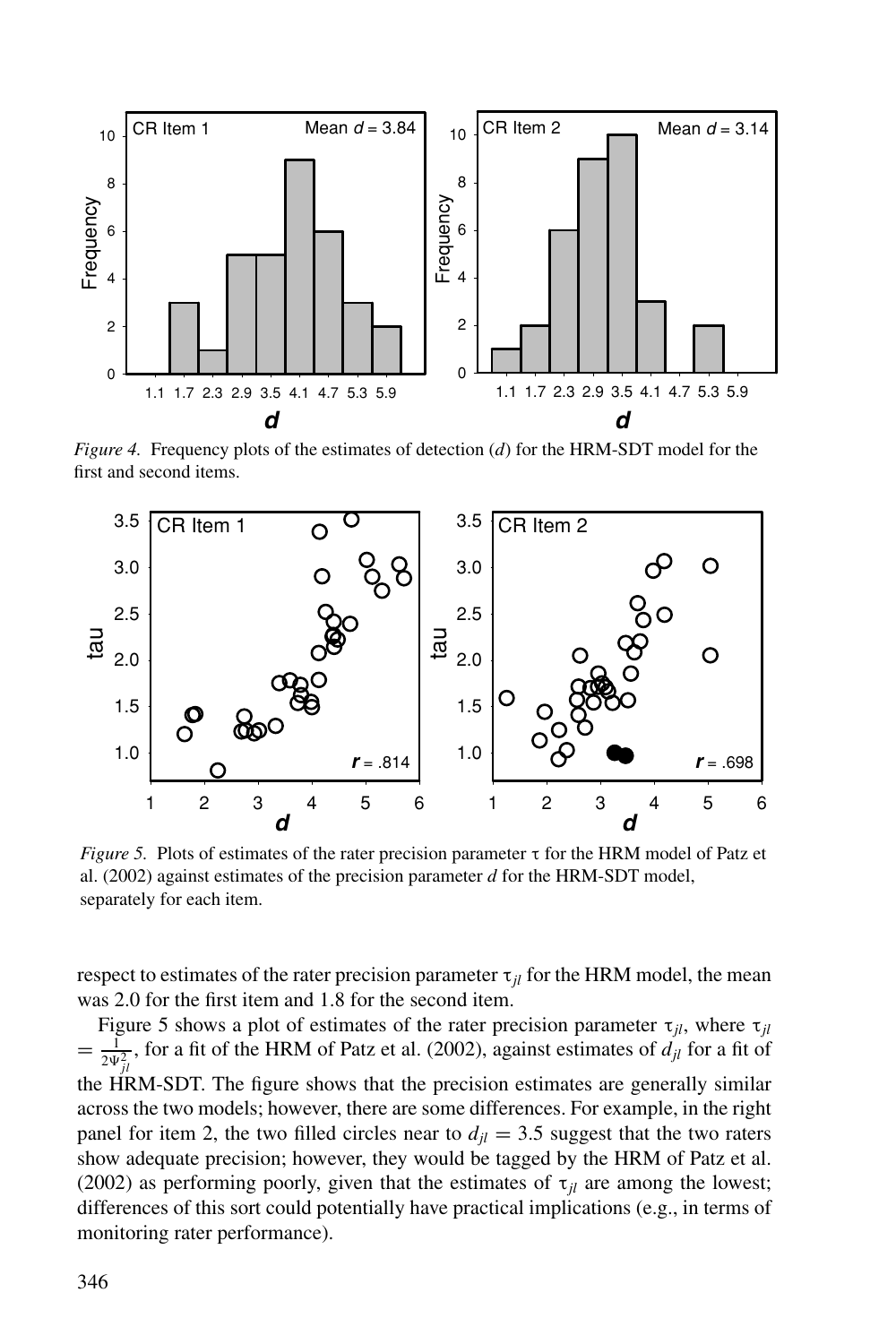*Figure 4.* Frequency plots of the estimates of detection ($d$) for the HRM-SDT model for the first and second items.

*Figure 5.* Plots of estimates of the rater precision parameter $\tau$ for the HRM model of Patz et al. (2002) against estimates of the precision parameter $d$ for the HRM-SDT model, separately for each item.

respect to estimates of the rater precision parameter $\tau_{jl}$ for the HRM model, the mean was 2.0 for the first item and 1.8 for the second item.

Figure 5 shows a plot of estimates of the rater precision parameter $\tau_{jl}$, where $\tau_{jl} = \frac{1}{2\Psi_{jl}^2}$, for a fit of the HRM of Patz et al. (2002), against estimates of $d_{jl}$ for a fit of the HRM-SDT. The figure shows that the precision estimates are generally similar across the two models; however, there are some differences. For example, in the right panel for item 2, the two filled circles near to $d_{jl} = 3.5$ suggest that the two raters show adequate precision; however, they would be tagged by the HRM of Patz et al. (2002) as performing poorly, given that the estimates of $\tau_{jl}$ are among the lowest; differences of this sort could potentially have practical implications (e.g., in terms of monitoring rater performance).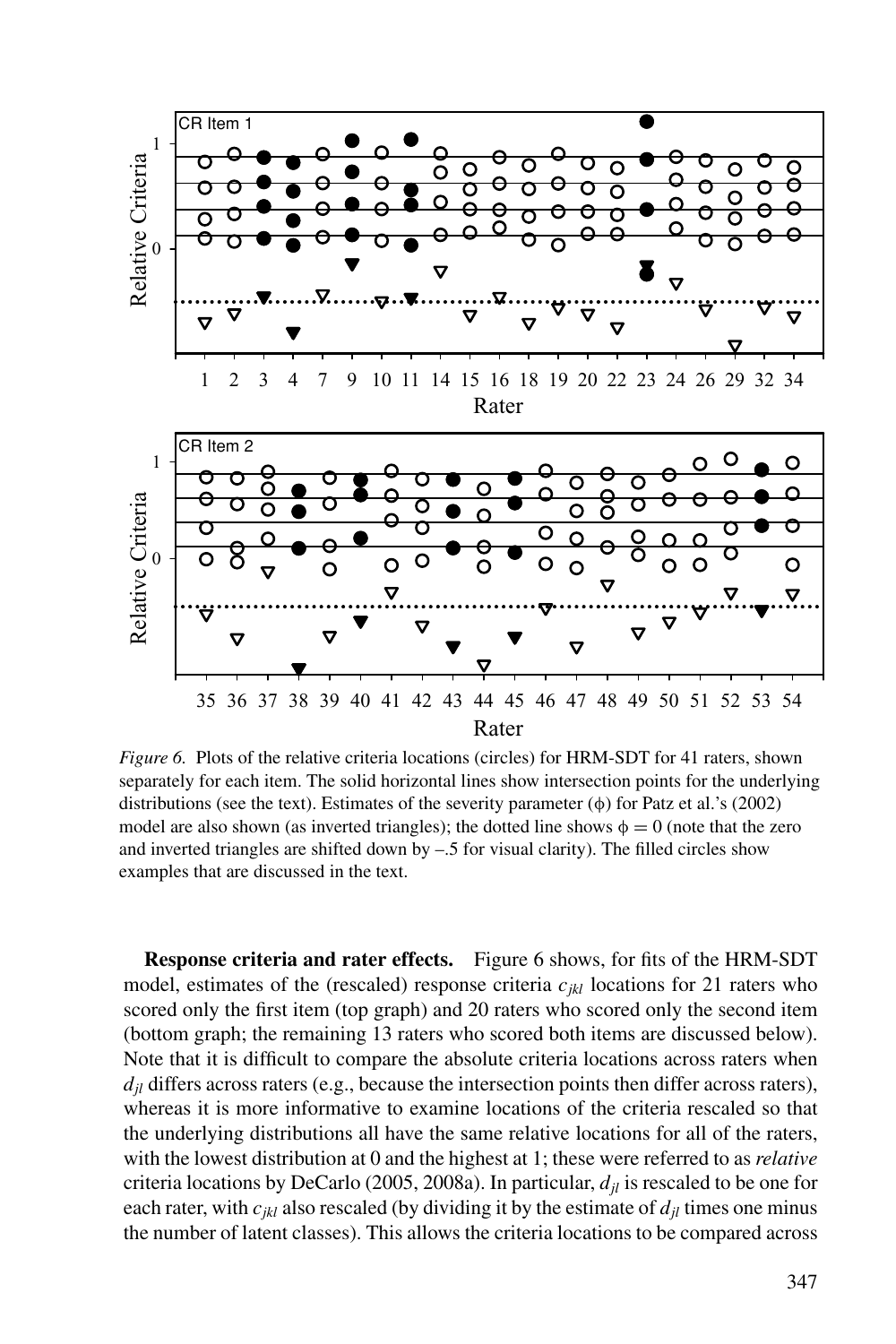*Figure 6.* Plots of the relative criteria locations (circles) for HRM-SDT for 41 raters, shown separately for each item. The solid horizontal lines show intersection points for the underlying distributions (see the text). Estimates of the severity parameter ($\phi$) for Patz et al.'s (2002) model are also shown (as inverted triangles); the dotted line shows $\phi = 0$ (note that the zero and inverted triangles are shifted down by –.5 for visual clarity). The filled circles show examples that are discussed in the text.

**Response criteria and rater effects.** Figure 6 shows, for fits of the HRM-SDT model, estimates of the (rescaled) response criteria $c_{jkl}$ locations for 21 raters who scored only the first item (top graph) and 20 raters who scored only the second item (bottom graph; the remaining 13 raters who scored both items are discussed below). Note that it is difficult to compare the absolute criteria locations across raters when $d_{jl}$ differs across raters (e.g., because the intersection points then differ across raters), whereas it is more informative to examine locations of the criteria rescaled so that the underlying distributions all have the same relative locations for all of the raters, with the lowest distribution at 0 and the highest at 1; these were referred to as *relative* criteria locations by DeCarlo (2005, 2008a). In particular, $d_{jl}$ is rescaled to be one for each rater, with $c_{jkl}$ also rescaled (by dividing it by the estimate of $d_{jl}$ times one minus the number of latent classes). This allows the criteria locations to be compared across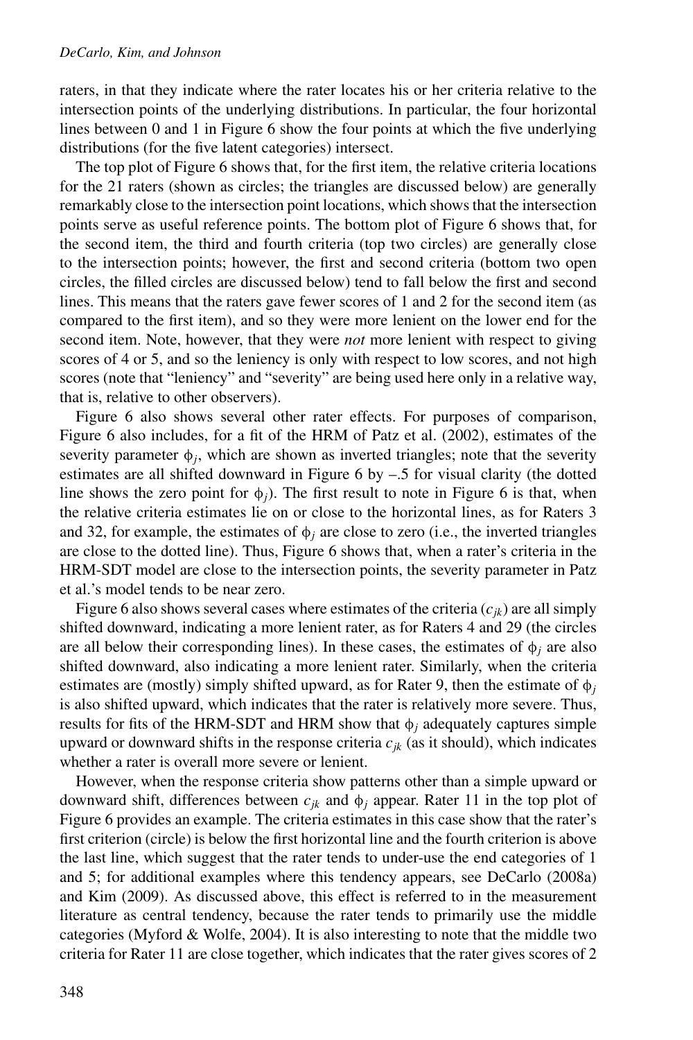raters, in that they indicate where the rater locates his or her criteria relative to the intersection points of the underlying distributions. In particular, the four horizontal lines between 0 and 1 in Figure 6 show the four points at which the five underlying distributions (for the five latent categories) intersect.

The top plot of Figure 6 shows that, for the first item, the relative criteria locations for the 21 raters (shown as circles; the triangles are discussed below) are generally remarkably close to the intersection point locations, which shows that the intersection points serve as useful reference points. The bottom plot of Figure 6 shows that, for the second item, the third and fourth criteria (top two circles) are generally close to the intersection points; however, the first and second criteria (bottom two open circles, the filled circles are discussed below) tend to fall below the first and second lines. This means that the raters gave fewer scores of 1 and 2 for the second item (as compared to the first item), and so they were more lenient on the lower end for the second item. Note, however, that they were *not* more lenient with respect to giving scores of 4 or 5, and so the leniency is only with respect to low scores, and not high scores (note that "leniency" and "severity" are being used here only in a relative way, that is, relative to other observers).

Figure 6 also shows several other rater effects. For purposes of comparison, Figure 6 also includes, for a fit of the HRM of Patz et al. (2002), estimates of the severity parameter $\phi_j$, which are shown as inverted triangles; note that the severity estimates are all shifted downward in Figure 6 by –.5 for visual clarity (the dotted line shows the zero point for $\phi_j$). The first result to note in Figure 6 is that, when the relative criteria estimates lie on or close to the horizontal lines, as for Raters 3 and 32, for example, the estimates of $\phi_j$ are close to zero (i.e., the inverted triangles are close to the dotted line). Thus, Figure 6 shows that, when a rater's criteria in the HRM-SDT model are close to the intersection points, the severity parameter in Patz et al.'s model tends to be near zero.

Figure 6 also shows several cases where estimates of the criteria ($c_{jk}$) are all simply shifted downward, indicating a more lenient rater, as for Raters 4 and 29 (the circles are all below their corresponding lines). In these cases, the estimates of $\phi_j$ are also shifted downward, also indicating a more lenient rater. Similarly, when the criteria estimates are (mostly) simply shifted upward, as for Rater 9, then the estimate of $\phi_j$ is also shifted upward, which indicates that the rater is relatively more severe. Thus, results for fits of the HRM-SDT and HRM show that $\phi_j$ adequately captures simple upward or downward shifts in the response criteria $c_{jk}$ (as it should), which indicates whether a rater is overall more severe or lenient.

However, when the response criteria show patterns other than a simple upward or downward shift, differences between $c_{jk}$ and $\phi_j$ appear. Rater 11 in the top plot of Figure 6 provides an example. The criteria estimates in this case show that the rater's first criterion (circle) is below the first horizontal line and the fourth criterion is above the last line, which suggest that the rater tends to under-use the end categories of 1 and 5; for additional examples where this tendency appears, see DeCarlo (2008a) and Kim (2009). As discussed above, this effect is referred to in the measurement literature as central tendency, because the rater tends to primarily use the middle categories (Myford & Wolfe, 2004). It is also interesting to note that the middle two criteria for Rater 11 are close together, which indicates that the rater gives scores of 2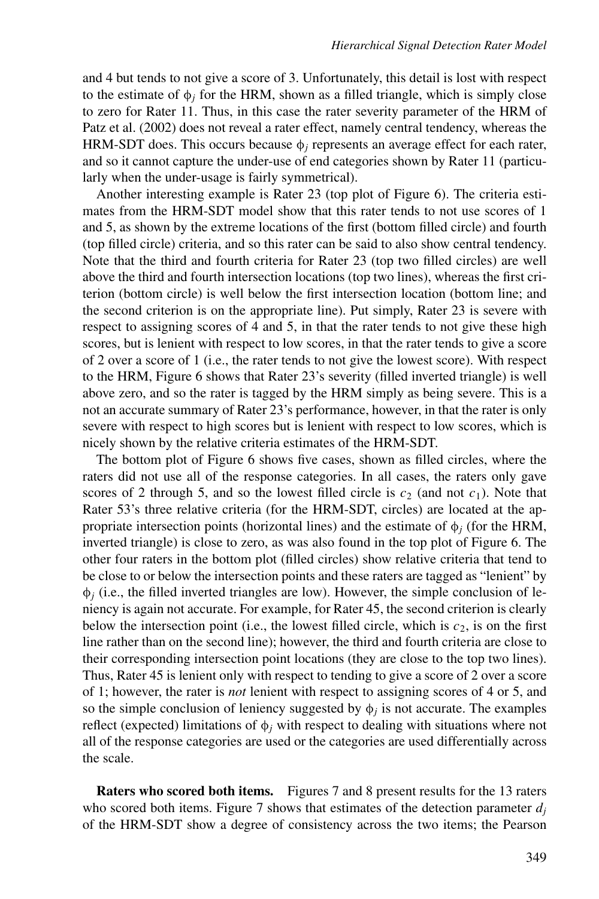and 4 but tends to not give a score of 3. Unfortunately, this detail is lost with respect to the estimate of $\phi_j$ for the HRM, shown as a filled triangle, which is simply close to zero for Rater 11. Thus, in this case the rater severity parameter of the HRM of Patz et al. (2002) does not reveal a rater effect, namely central tendency, whereas the HRM-SDT does. This occurs because $\phi_j$ represents an average effect for each rater, and so it cannot capture the under-use of end categories shown by Rater 11 (particularly when the under-usage is fairly symmetrical).

Another interesting example is Rater 23 (top plot of Figure 6). The criteria estimates from the HRM-SDT model show that this rater tends to not use scores of 1 and 5, as shown by the extreme locations of the first (bottom filled circle) and fourth (top filled circle) criteria, and so this rater can be said to also show central tendency. Note that the third and fourth criteria for Rater 23 (top two filled circles) are well above the third and fourth intersection locations (top two lines), whereas the first criterion (bottom circle) is well below the first intersection location (bottom line; and the second criterion is on the appropriate line). Put simply, Rater 23 is severe with respect to assigning scores of 4 and 5, in that the rater tends to not give these high scores, but is lenient with respect to low scores, in that the rater tends to give a score of 2 over a score of 1 (i.e., the rater tends to not give the lowest score). With respect to the HRM, Figure 6 shows that Rater 23's severity (filled inverted triangle) is well above zero, and so the rater is tagged by the HRM simply as being severe. This is a not an accurate summary of Rater 23's performance, however, in that the rater is only severe with respect to high scores but is lenient with respect to low scores, which is nicely shown by the relative criteria estimates of the HRM-SDT.

The bottom plot of Figure 6 shows five cases, shown as filled circles, where the raters did not use all of the response categories. In all cases, the raters only gave scores of 2 through 5, and so the lowest filled circle is $c_2$ (and not $c_1$). Note that Rater 53's three relative criteria (for the HRM-SDT, circles) are located at the appropriate intersection points (horizontal lines) and the estimate of $\phi_j$ (for the HRM, inverted triangle) is close to zero, as was also found in the top plot of Figure 6. The other four raters in the bottom plot (filled circles) show relative criteria that tend to be close to or below the intersection points and these raters are tagged as "lenient" by $\phi_j$ (i.e., the filled inverted triangles are low). However, the simple conclusion of leniency is again not accurate. For example, for Rater 45, the second criterion is clearly below the intersection point (i.e., the lowest filled circle, which is $c_2$, is on the first line rather than on the second line); however, the third and fourth criteria are close to their corresponding intersection point locations (they are close to the top two lines). Thus, Rater 45 is lenient only with respect to tending to give a score of 2 over a score of 1; however, the rater is *not* lenient with respect to assigning scores of 4 or 5, and so the simple conclusion of leniency suggested by $\phi_j$ is not accurate. The examples reflect (expected) limitations of $\phi_j$ with respect to dealing with situations where not all of the response categories are used or the categories are used differentially across the scale.

**Raters who scored both items.** Figures 7 and 8 present results for the 13 raters who scored both items. Figure 7 shows that estimates of the detection parameter $d_j$ of the HRM-SDT show a degree of consistency across the two items; the Pearson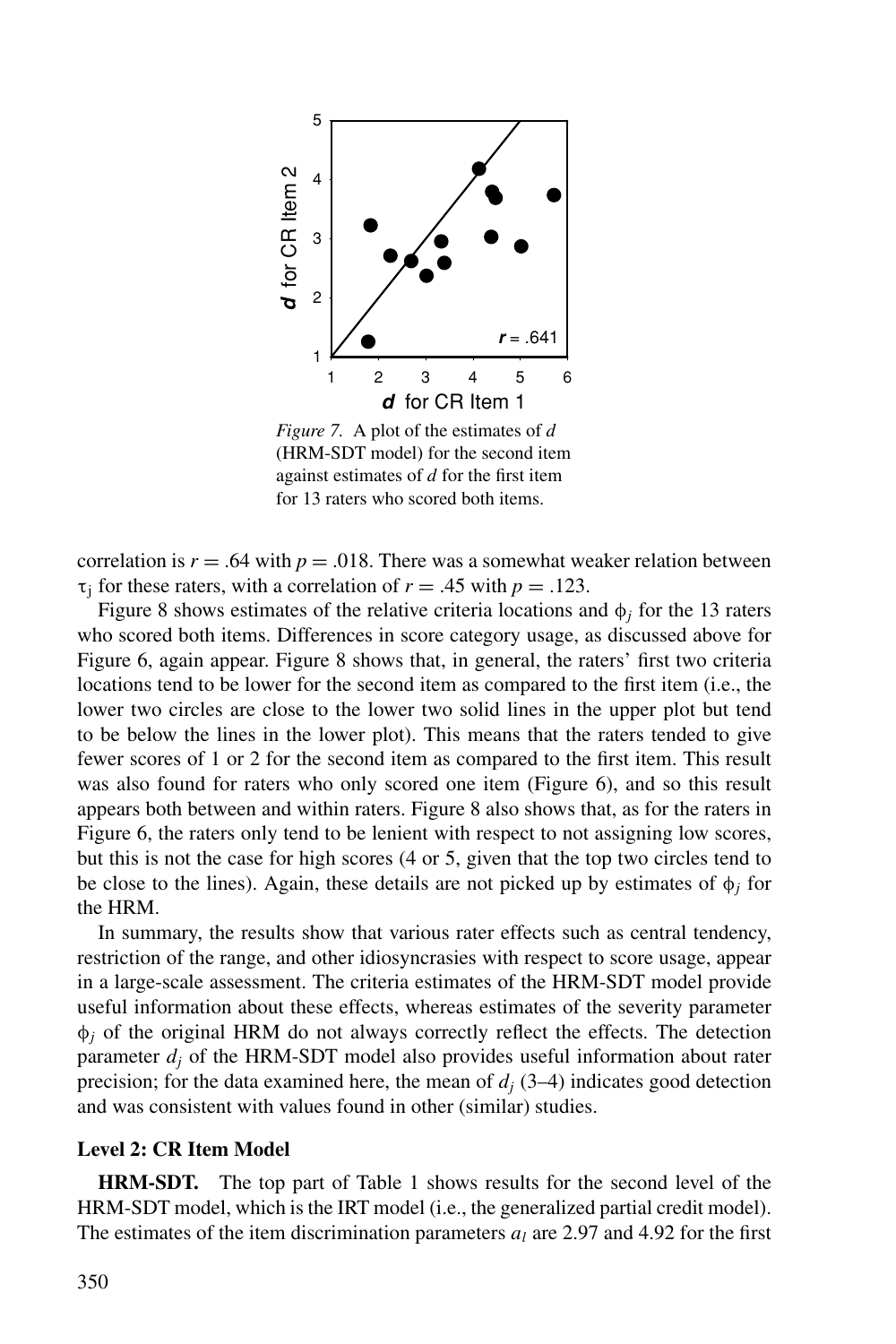*Figure 7.* A plot of the estimates of $d$ (HRM-SDT model) for the second item against estimates of $d$ for the first item for 13 raters who scored both items.

correlation is $r = .64$ with $p = .018$. There was a somewhat weaker relation between $\tau_j$ for these raters, with a correlation of $r = .45$ with $p = .123$.

Figure 8 shows estimates of the relative criteria locations and $\phi_j$ for the 13 raters who scored both items. Differences in score category usage, as discussed above for Figure 6, again appear. Figure 8 shows that, in general, the raters' first two criteria locations tend to be lower for the second item as compared to the first item (i.e., the lower two circles are close to the lower two solid lines in the upper plot but tend to be below the lines in the lower plot). This means that the raters tended to give fewer scores of 1 or 2 for the second item as compared to the first item. This result was also found for raters who only scored one item (Figure 6), and so this result appears both between and within raters. Figure 8 also shows that, as for the raters in Figure 6, the raters only tend to be lenient with respect to not assigning low scores, but this is not the case for high scores (4 or 5, given that the top two circles tend to be close to the lines). Again, these details are not picked up by estimates of $\phi_j$ for the HRM.

In summary, the results show that various rater effects such as central tendency, restriction of the range, and other idiosyncrasies with respect to score usage, appear in a large-scale assessment. The criteria estimates of the HRM-SDT model provide useful information about these effects, whereas estimates of the severity parameter $\phi_j$ of the original HRM do not always correctly reflect the effects. The detection parameter $d_j$ of the HRM-SDT model also provides useful information about rater precision; for the data examined here, the mean of $d_j$ (3–4) indicates good detection and was consistent with values found in other (similar) studies.

### Level 2: CR Item Model

**HRM-SDT.** The top part of Table 1 shows results for the second level of the HRM-SDT model, which is the IRT model (i.e., the generalized partial credit model). The estimates of the item discrimination parameters $a_l$ are 2.97 and 4.92 for the first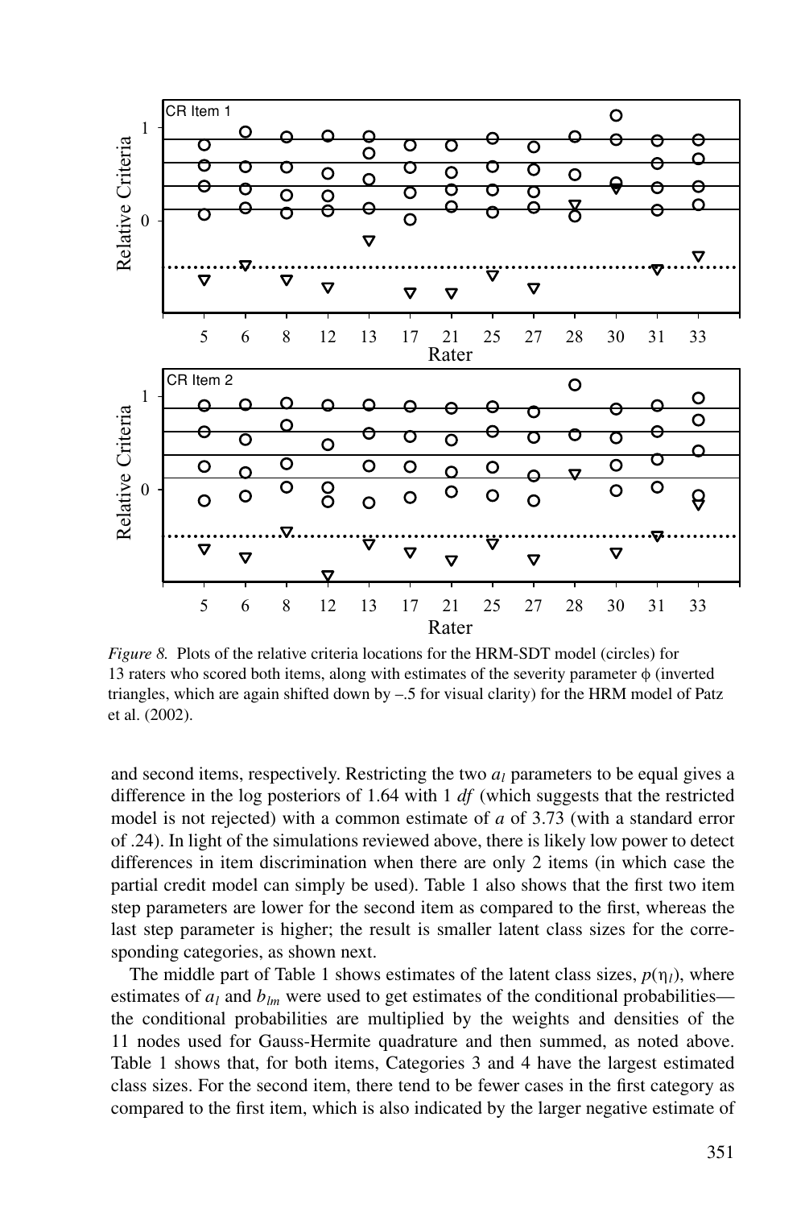*Figure 8.* Plots of the relative criteria locations for the HRM-SDT model (circles) for 13 raters who scored both items, along with estimates of the severity parameter $\phi$ (inverted triangles, which are again shifted down by –.5 for visual clarity) for the HRM model of Patz et al. (2002).

and second items, respectively. Restricting the two $a_l$ parameters to be equal gives a difference in the log posteriors of 1.64 with 1 *df* (which suggests that the restricted model is not rejected) with a common estimate of $a$ of 3.73 (with a standard error of .24). In light of the simulations reviewed above, there is likely low power to detect differences in item discrimination when there are only 2 items (in which case the partial credit model can simply be used). Table 1 also shows that the first two item step parameters are lower for the second item as compared to the first, whereas the last step parameter is higher; the result is smaller latent class sizes for the corresponding categories, as shown next.

The middle part of Table 1 shows estimates of the latent class sizes, $p(\eta_l)$, where estimates of $a_l$ and $b_{lm}$ were used to get estimates of the conditional probabilities—the conditional probabilities are multiplied by the weights and densities of the 11 nodes used for Gauss-Hermite quadrature and then summed, as noted above. Table 1 shows that, for both items, Categories 3 and 4 have the largest estimated class sizes. For the second item, there tend to be fewer cases in the first category as compared to the first item, which is also indicated by the larger negative estimate of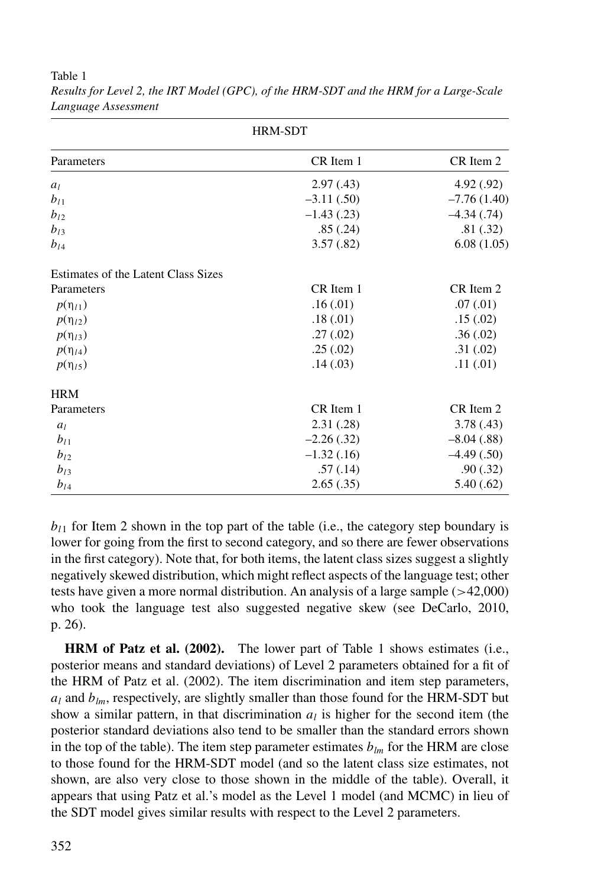Table 1
*Results for Level 2, the IRT Model (GPC), of the HRM-SDT and the HRM for a Large-Scale Language Assessment*

| HRM-SDT | | |
|---|---|---|
| Parameters | CR Item 1 | CR Item 2 |
| $a_l$ | 2.97 (.43) | 4.92 (.92) |
| $b_{l1}$ | –3.11 (.50) | –7.76 (1.40) |
| $b_{l2}$ | –1.43 (.23) | –4.34 (.74) |
| $b_{l3}$ | .85 (.24) | .81 (.32) |
| $b_{l4}$ | 3.57 (.82) | 6.08 (1.05) |
| Estimates of the Latent Class Sizes | | |
| Parameters | CR Item 1 | CR Item 2 |
| $p(\eta_{l1})$ | .16 (.01) | .07 (.01) |
| $p(\eta_{l2})$ | .18 (.01) | .15 (.02) |
| $p(\eta_{l3})$ | .27 (.02) | .36 (.02) |
| $p(\eta_{l4})$ | .25 (.02) | .31 (.02) |
| $p(\eta_{l5})$ | .14 (.03) | .11 (.01) |
| HRM | | |
| Parameters | CR Item 1 | CR Item 2 |
| $a_l$ | 2.31 (.28) | 3.78 (.43) |
| $b_{l1}$ | –2.26 (.32) | –8.04 (.88) |
| $b_{l2}$ | –1.32 (.16) | –4.49 (.50) |
| $b_{l3}$ | .57 (.14) | .90 (.32) |
| $b_{l4}$ | 2.65 (.35) | 5.40 (.62) |

$b_{l1}$ for Item 2 shown in the top part of the table (i.e., the category step boundary is lower for going from the first to second category, and so there are fewer observations in the first category). Note that, for both items, the latent class sizes suggest a slightly negatively skewed distribution, which might reflect aspects of the language test; other tests have given a more normal distribution. An analysis of a large sample (>42,000) who took the language test also suggested negative skew (see DeCarlo, 2010, p. 26).

**HRM of Patz et al. (2002).** The lower part of Table 1 shows estimates (i.e., posterior means and standard deviations) of Level 2 parameters obtained for a fit of the HRM of Patz et al. (2002). The item discrimination and item step parameters, $a_l$ and $b_{lm}$, respectively, are slightly smaller than those found for the HRM-SDT but show a similar pattern, in that discrimination $a_l$ is higher for the second item (the posterior standard deviations also tend to be smaller than the standard errors shown in the top of the table). The item step parameter estimates $b_{lm}$ for the HRM are close to those found for the HRM-SDT model (and so the latent class size estimates, not shown, are also very close to those shown in the middle of the table). Overall, it appears that using Patz et al.'s model as the Level 1 model (and MCMC) in lieu of the SDT model gives similar results with respect to the Level 2 parameters.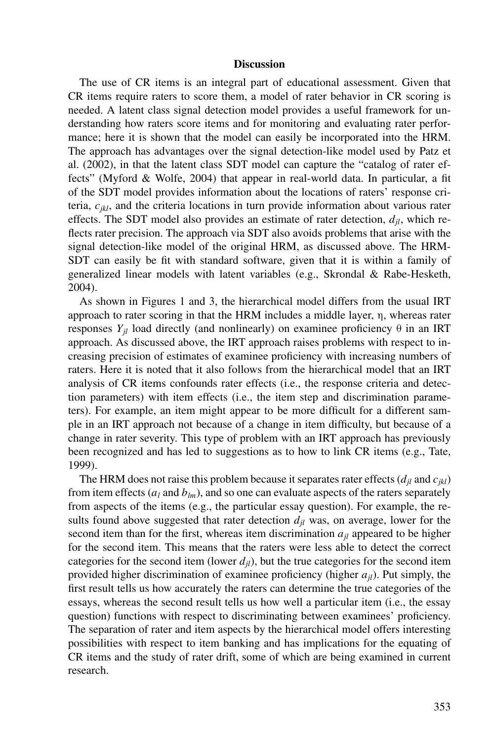## Discussion

The use of CR items is an integral part of educational assessment. Given that CR items require raters to score them, a model of rater behavior in CR scoring is needed. A latent class signal detection model provides a useful framework for understanding how raters score items and for monitoring and evaluating rater performance; here it is shown that the model can easily be incorporated into the HRM. The approach has advantages over the signal detection-like model used by Patz et al. (2002), in that the latent class SDT model can capture the "catalog of rater effects" (Myford & Wolfe, 2004) that appear in real-world data. In particular, a fit of the SDT model provides information about the locations of raters' response criteria, $c_{jkl}$, and the criteria locations in turn provide information about various rater effects. The SDT model also provides an estimate of rater detection, $d_{jl}$, which reflects rater precision. The approach via SDT also avoids problems that arise with the signal detection-like model of the original HRM, as discussed above. The HRM-SDT can easily be fit with standard software, given that it is within a family of generalized linear models with latent variables (e.g., Skrondal & Rabe-Hesketh, 2004).

As shown in Figures 1 and 3, the hierarchical model differs from the usual IRT approach to rater scoring in that the HRM includes a middle layer, $\eta$, whereas rater responses $Y_{jl}$ load directly (and nonlinearly) on examinee proficiency $\theta$ in an IRT approach. As discussed above, the IRT approach raises problems with respect to increasing precision of estimates of examinee proficiency with increasing numbers of raters. Here it is noted that it also follows from the hierarchical model that an IRT analysis of CR items confounds rater effects (i.e., the response criteria and detection parameters) with item effects (i.e., the item step and discrimination parameters). For example, an item might appear to be more difficult for a different sample in an IRT approach not because of a change in item difficulty, but because of a change in rater severity. This type of problem with an IRT approach has previously been recognized and has led to suggestions as to how to link CR items (e.g., Tate, 1999).

The HRM does not raise this problem because it separates rater effects ($d_{jl}$ and $c_{jkl}$) from item effects ($a_l$ and $b_{lm}$), and so one can evaluate aspects of the raters separately from aspects of the items (e.g., the particular essay question). For example, the results found above suggested that rater detection $d_{jl}$ was, on average, lower for the second item than for the first, whereas item discrimination $a_{jl}$ appeared to be higher for the second item. This means that the raters were less able to detect the correct categories for the second item (lower $d_{jl}$), but the true categories for the second item provided higher discrimination of examinee proficiency (higher $a_{jl}$). Put simply, the first result tells us how accurately the raters can determine the true categories of the essays, whereas the second result tells us how well a particular item (i.e., the essay question) functions with respect to discriminating between examinees' proficiency. The separation of rater and item aspects by the hierarchical model offers interesting possibilities with respect to item banking and has implications for the equating of CR items and the study of rater drift, some of which are being examined in current research.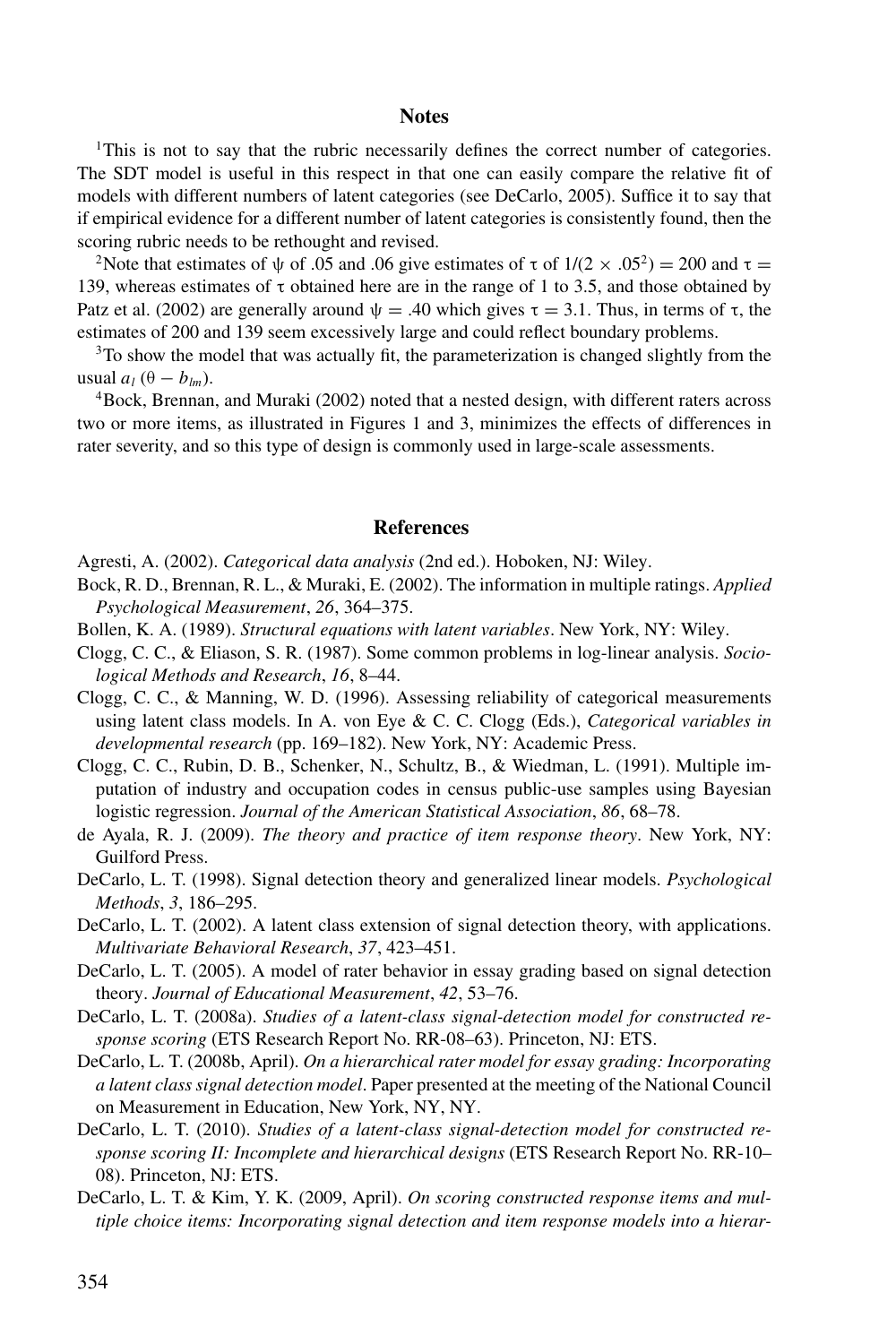## Notes

[1]This is not to say that the rubric necessarily defines the correct number of categories. The SDT model is useful in this respect in that one can easily compare the relative fit of models with different numbers of latent categories (see DeCarlo, 2005). Suffice it to say that if empirical evidence for a different number of latent categories is consistently found, then the scoring rubric needs to be rethought and revised.

[2]Note that estimates of $\psi$ of .05 and .06 give estimates of $\tau$ of $1/(2 \times .05^2) = 200$ and $\tau = 139$, whereas estimates of $\tau$ obtained here are in the range of 1 to 3.5, and those obtained by Patz et al. (2002) are generally around $\psi = .40$ which gives $\tau = 3.1$. Thus, in terms of $\tau$, the estimates of 200 and 139 seem excessively large and could reflect boundary problems.

[3]To show the model that was actually fit, the parameterization is changed slightly from the usual $a_l\,(\theta - b_{lm})$.

[4]Bock, Brennan, and Muraki (2002) noted that a nested design, with different raters across two or more items, as illustrated in Figures 1 and 3, minimizes the effects of differences in rater severity, and so this type of design is commonly used in large-scale assessments.

## References

Agresti, A. (2002). *Categorical data analysis* (2nd ed.). Hoboken, NJ: Wiley.

Bock, R. D., Brennan, R. L., & Muraki, E. (2002). The information in multiple ratings. *Applied Psychological Measurement*, *26*, 364–375.

Bollen, K. A. (1989). *Structural equations with latent variables*. New York, NY: Wiley.

Clogg, C. C., & Eliason, S. R. (1987). Some common problems in log-linear analysis. *Sociological Methods and Research*, *16*, 8–44.

Clogg, C. C., & Manning, W. D. (1996). Assessing reliability of categorical measurements using latent class models. In A. von Eye & C. C. Clogg (Eds.), *Categorical variables in developmental research* (pp. 169–182). New York, NY: Academic Press.

Clogg, C. C., Rubin, D. B., Schenker, N., Schultz, B., & Wiedman, L. (1991). Multiple imputation of industry and occupation codes in census public-use samples using Bayesian logistic regression. *Journal of the American Statistical Association*, *86*, 68–78.

de Ayala, R. J. (2009). *The theory and practice of item response theory*. New York, NY: Guilford Press.

DeCarlo, L. T. (1998). Signal detection theory and generalized linear models. *Psychological Methods*, *3*, 186–295.

DeCarlo, L. T. (2002). A latent class extension of signal detection theory, with applications. *Multivariate Behavioral Research*, *37*, 423–451.

DeCarlo, L. T. (2005). A model of rater behavior in essay grading based on signal detection theory. *Journal of Educational Measurement*, *42*, 53–76.

DeCarlo, L. T. (2008a). *Studies of a latent-class signal-detection model for constructed response scoring* (ETS Research Report No. RR-08–63). Princeton, NJ: ETS.

DeCarlo, L. T. (2008b, April). *On a hierarchical rater model for essay grading: Incorporating a latent class signal detection model*. Paper presented at the meeting of the National Council on Measurement in Education, New York, NY, NY.

DeCarlo, L. T. (2010). *Studies of a latent-class signal-detection model for constructed response scoring II: Incomplete and hierarchical designs* (ETS Research Report No. RR-10–08). Princeton, NJ: ETS.

DeCarlo, L. T. & Kim, Y. K. (2009, April). *On scoring constructed response items and multiple choice items: Incorporating signal detection and item response models into a hierar-*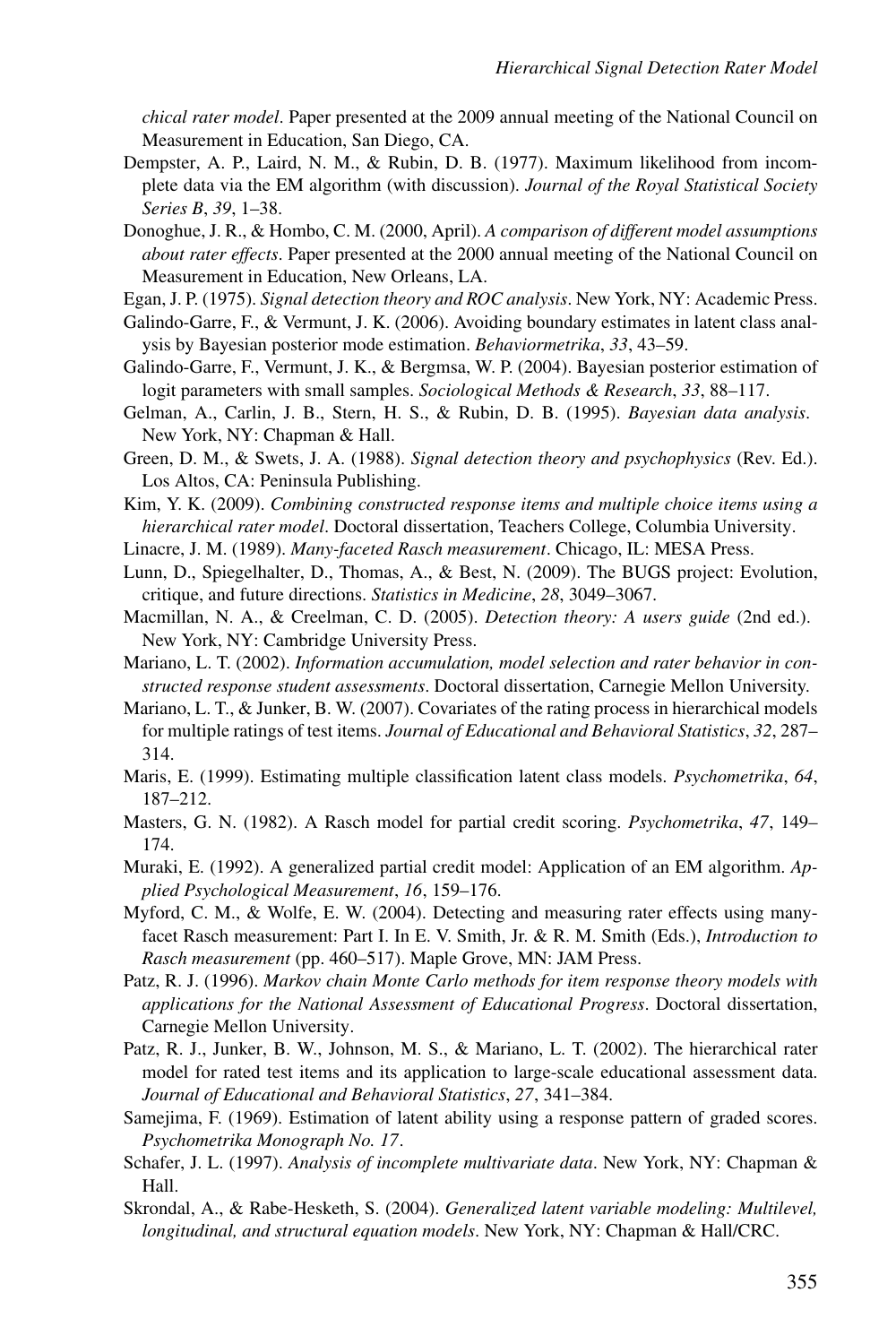*chical rater model*. Paper presented at the 2009 annual meeting of the National Council on Measurement in Education, San Diego, CA.

Dempster, A. P., Laird, N. M., & Rubin, D. B. (1977). Maximum likelihood from incomplete data via the EM algorithm (with discussion). *Journal of the Royal Statistical Society Series B*, *39*, 1–38.

Donoghue, J. R., & Hombo, C. M. (2000, April). *A comparison of different model assumptions about rater effects*. Paper presented at the 2000 annual meeting of the National Council on Measurement in Education, New Orleans, LA.

Egan, J. P. (1975). *Signal detection theory and ROC analysis*. New York, NY: Academic Press.

Galindo-Garre, F., & Vermunt, J. K. (2006). Avoiding boundary estimates in latent class analysis by Bayesian posterior mode estimation. *Behaviormetrika*, *33*, 43–59.

Galindo-Garre, F., Vermunt, J. K., & Bergmsa, W. P. (2004). Bayesian posterior estimation of logit parameters with small samples. *Sociological Methods & Research*, *33*, 88–117.

Gelman, A., Carlin, J. B., Stern, H. S., & Rubin, D. B. (1995). *Bayesian data analysis*. New York, NY: Chapman & Hall.

Green, D. M., & Swets, J. A. (1988). *Signal detection theory and psychophysics* (Rev. Ed.). Los Altos, CA: Peninsula Publishing.

Kim, Y. K. (2009). *Combining constructed response items and multiple choice items using a hierarchical rater model*. Doctoral dissertation, Teachers College, Columbia University.

Linacre, J. M. (1989). *Many-faceted Rasch measurement*. Chicago, IL: MESA Press.

Lunn, D., Spiegelhalter, D., Thomas, A., & Best, N. (2009). The BUGS project: Evolution, critique, and future directions. *Statistics in Medicine*, *28*, 3049–3067.

Macmillan, N. A., & Creelman, C. D. (2005). *Detection theory: A users guide* (2nd ed.). New York, NY: Cambridge University Press.

Mariano, L. T. (2002). *Information accumulation, model selection and rater behavior in constructed response student assessments*. Doctoral dissertation, Carnegie Mellon University.

Mariano, L. T., & Junker, B. W. (2007). Covariates of the rating process in hierarchical models for multiple ratings of test items. *Journal of Educational and Behavioral Statistics*, *32*, 287–314.

Maris, E. (1999). Estimating multiple classification latent class models. *Psychometrika*, *64*, 187–212.

Masters, G. N. (1982). A Rasch model for partial credit scoring. *Psychometrika*, *47*, 149–174.

Muraki, E. (1992). A generalized partial credit model: Application of an EM algorithm. *Applied Psychological Measurement*, *16*, 159–176.

Myford, C. M., & Wolfe, E. W. (2004). Detecting and measuring rater effects using many-facet Rasch measurement: Part I. In E. V. Smith, Jr. & R. M. Smith (Eds.), *Introduction to Rasch measurement* (pp. 460–517). Maple Grove, MN: JAM Press.

Patz, R. J. (1996). *Markov chain Monte Carlo methods for item response theory models with applications for the National Assessment of Educational Progress*. Doctoral dissertation, Carnegie Mellon University.

Patz, R. J., Junker, B. W., Johnson, M. S., & Mariano, L. T. (2002). The hierarchical rater model for rated test items and its application to large-scale educational assessment data. *Journal of Educational and Behavioral Statistics*, *27*, 341–384.

Samejima, F. (1969). Estimation of latent ability using a response pattern of graded scores. *Psychometrika Monograph No. 17*.

Schafer, J. L. (1997). *Analysis of incomplete multivariate data*. New York, NY: Chapman & Hall.

Skrondal, A., & Rabe-Hesketh, S. (2004). *Generalized latent variable modeling: Multilevel, longitudinal, and structural equation models*. New York, NY: Chapman & Hall/CRC.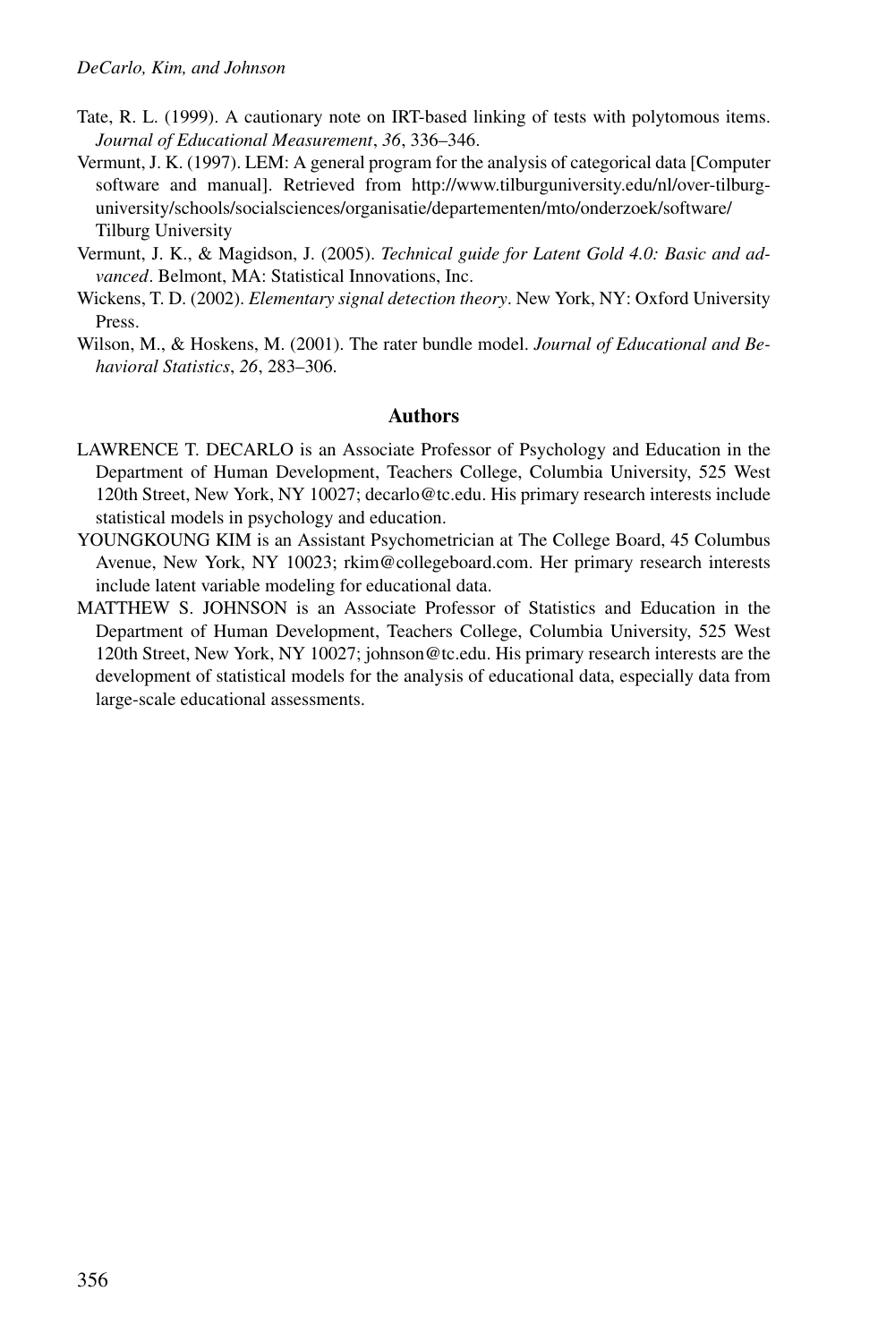Tate, R. L. (1999). A cautionary note on IRT-based linking of tests with polytomous items. *Journal of Educational Measurement*, *36*, 336–346.

Vermunt, J. K. (1997). LEM: A general program for the analysis of categorical data [Computer software and manual]. Retrieved from http://www.tilburguniversity.edu/nl/over-tilburg-university/schools/socialsciences/organisatie/departementen/mto/onderzoek/software/ Tilburg University

Vermunt, J. K., & Magidson, J. (2005). *Technical guide for Latent Gold 4.0: Basic and advanced*. Belmont, MA: Statistical Innovations, Inc.

Wickens, T. D. (2002). *Elementary signal detection theory*. New York, NY: Oxford University Press.

Wilson, M., & Hoskens, M. (2001). The rater bundle model. *Journal of Educational and Behavioral Statistics*, *26*, 283–306.

## Authors

LAWRENCE T. DECARLO is an Associate Professor of Psychology and Education in the Department of Human Development, Teachers College, Columbia University, 525 West 120th Street, New York, NY 10027; decarlo@tc.edu. His primary research interests include statistical models in psychology and education.

YOUNGKOUNG KIM is an Assistant Psychometrician at The College Board, 45 Columbus Avenue, New York, NY 10023; rkim@collegeboard.com. Her primary research interests include latent variable modeling for educational data.

MATTHEW S. JOHNSON is an Associate Professor of Statistics and Education in the Department of Human Development, Teachers College, Columbia University, 525 West 120th Street, New York, NY 10027; johnson@tc.edu. His primary research interests are the development of statistical models for the analysis of educational data, especially data from large-scale educational assessments.